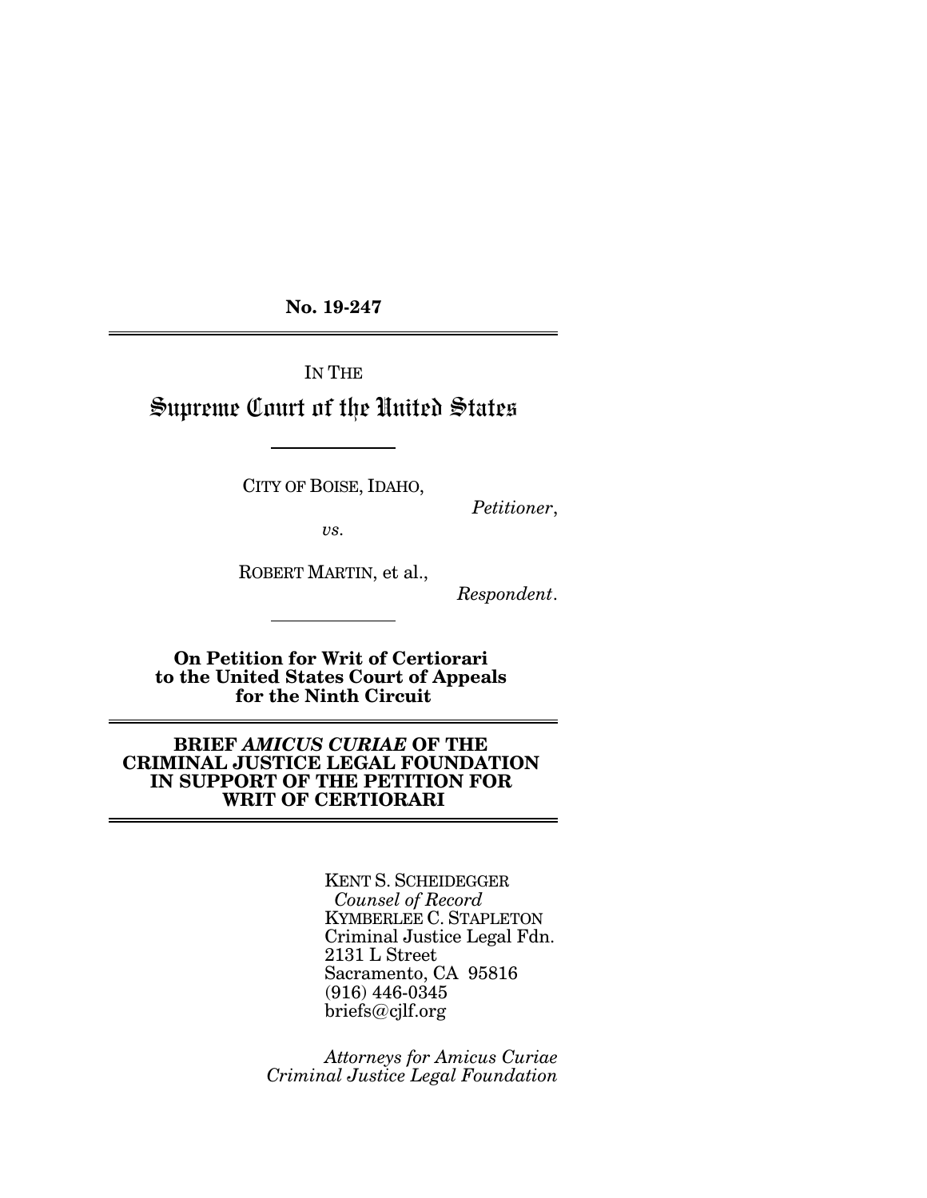**No. 19-247**

IN THE

# Supreme Court of the United States

CITY OF BOISE, IDAHO,

*Petitioner*,

*vs.*

ROBERT MARTIN, et al.,

*Respondent*.

**On Petition for Writ of Certiorari to the United States Court of Appeals for the Ninth Circuit**

**BRIEF *AMICUS CURIAE* OF THE CRIMINAL JUSTICE LEGAL FOUNDATION IN SUPPORT OF THE PETITION FOR WRIT OF CERTIORARI**

KENT S. SCHEIDEGGER
*Counsel of Record*
KYMBERLEE C. STAPLETON
Criminal Justice Legal Fdn.
2131 L Street
Sacramento, CA 95816
(916) 446-0345
briefs@cjlf.org

*Attorneys for Amicus Curiae*
*Criminal Justice Legal Foundation*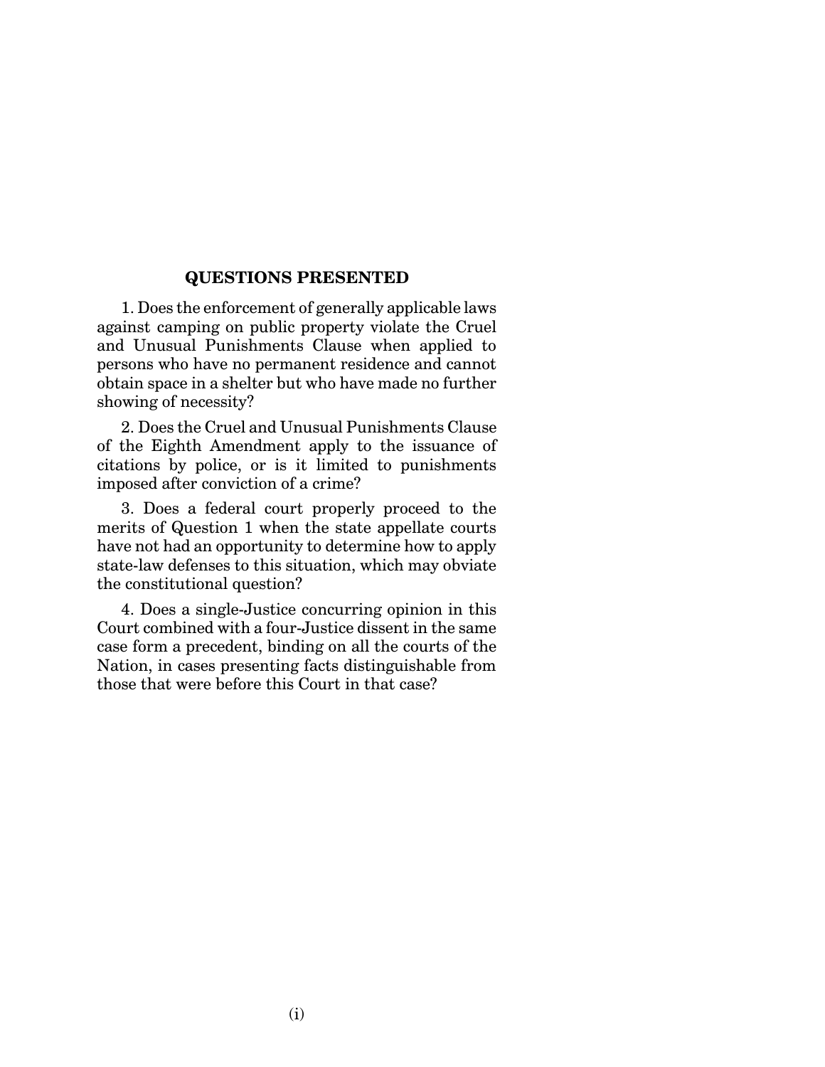## QUESTIONS PRESENTED

1. Does the enforcement of generally applicable laws against camping on public property violate the Cruel and Unusual Punishments Clause when applied to persons who have no permanent residence and cannot obtain space in a shelter but who have made no further showing of necessity?

2. Does the Cruel and Unusual Punishments Clause of the Eighth Amendment apply to the issuance of citations by police, or is it limited to punishments imposed after conviction of a crime?

3. Does a federal court properly proceed to the merits of Question 1 when the state appellate courts have not had an opportunity to determine how to apply state-law defenses to this situation, which may obviate the constitutional question?

4. Does a single-Justice concurring opinion in this Court combined with a four-Justice dissent in the same case form a precedent, binding on all the courts of the Nation, in cases presenting facts distinguishable from those that were before this Court in that case?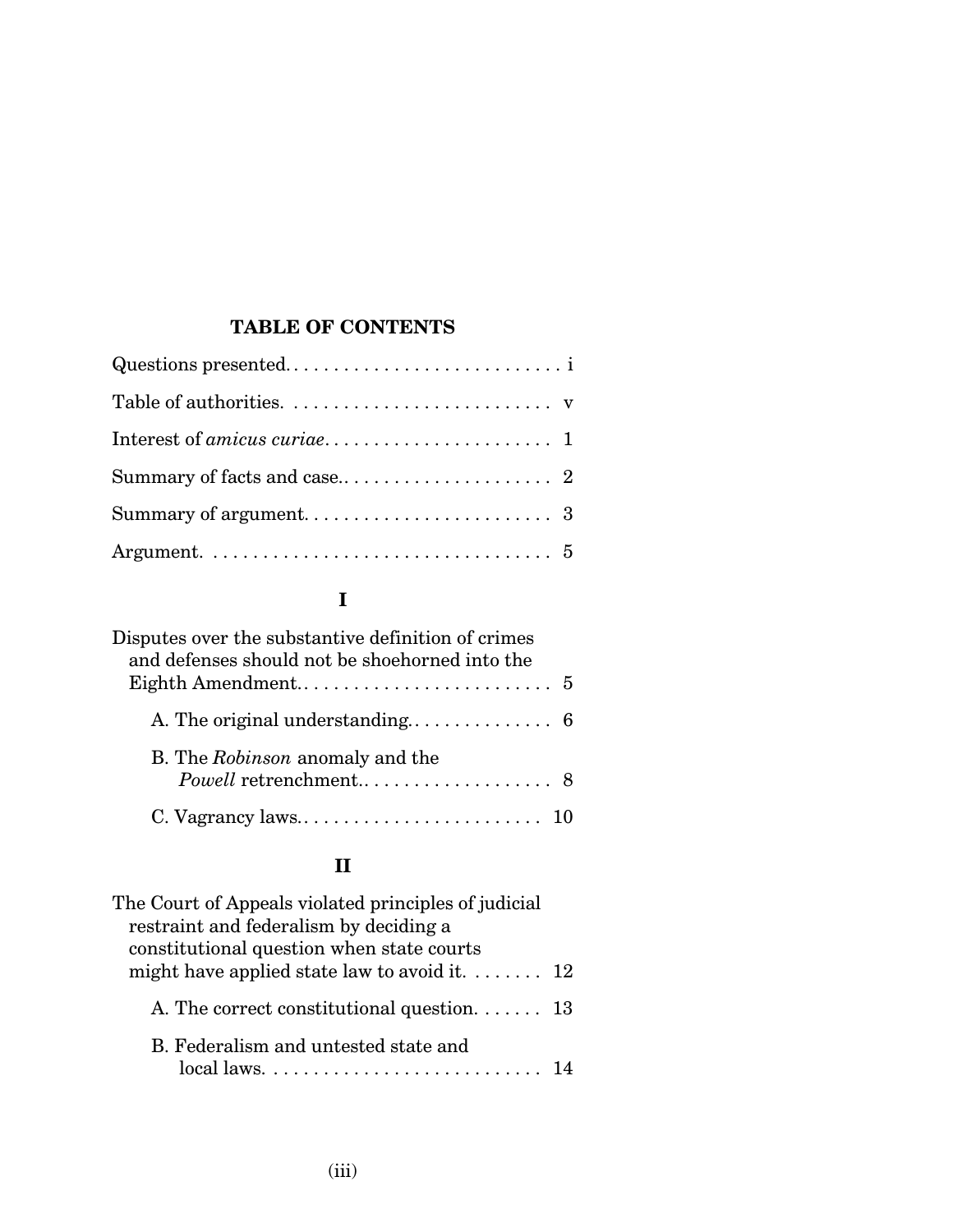## TABLE OF CONTENTS

Questions presented. . . . . . . . . . . . . . . . . . . . . . . . . . . . i

Table of authorities. . . . . . . . . . . . . . . . . . . . . . . . . . v

Interest of *amicus curiae*. . . . . . . . . . . . . . . . . . . . . . . 1

Summary of facts and case.. . . . . . . . . . . . . . . . . . . . . 2

Summary of argument. . . . . . . . . . . . . . . . . . . . . . . . . 3

Argument. . . . . . . . . . . . . . . . . . . . . . . . . . . . . . . . . . 5

### I

Disputes over the substantive definition of crimes and defenses should not be shoehorned into the Eighth Amendment.. . . . . . . . . . . . . . . . . . . . . . . . . 5

- A. The original understanding.. . . . . . . . . . . . . . . 6
- B. The *Robinson* anomaly and the *Powell* retrenchment.. . . . . . . . . . . . . . . . . . . . 8
- C. Vagrancy laws.. . . . . . . . . . . . . . . . . . . . . . . . . 10

### II

The Court of Appeals violated principles of judicial restraint and federalism by deciding a constitutional question when state courts might have applied state law to avoid it. . . . . . . . 12

- A. The correct constitutional question. . . . . . . 13
- B. Federalism and untested state and local laws. . . . . . . . . . . . . . . . . . . . . . . . . . . . 14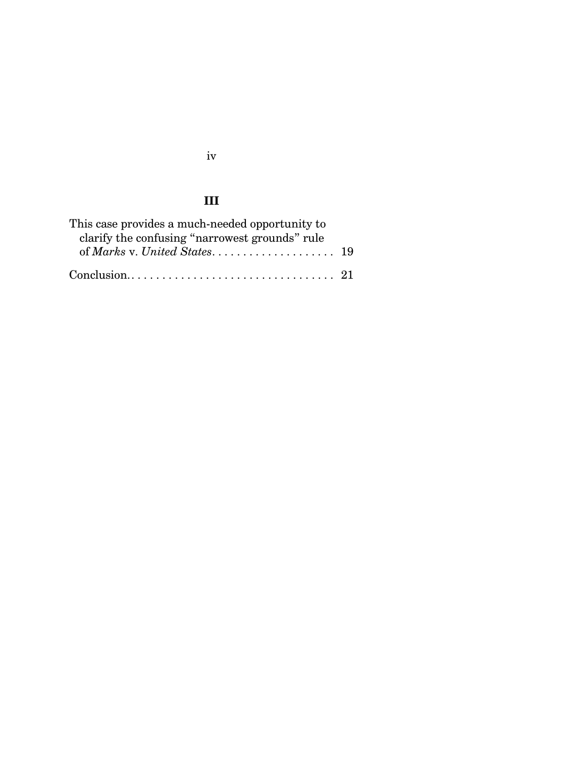## III

This case provides a much-needed opportunity to clarify the confusing "narrowest grounds" rule of *Marks* v. *United States*. . . . . . . . . . . . . . . . . . . . . 19

Conclusion. . . . . . . . . . . . . . . . . . . . . . . . . . . . . . . . . . . 21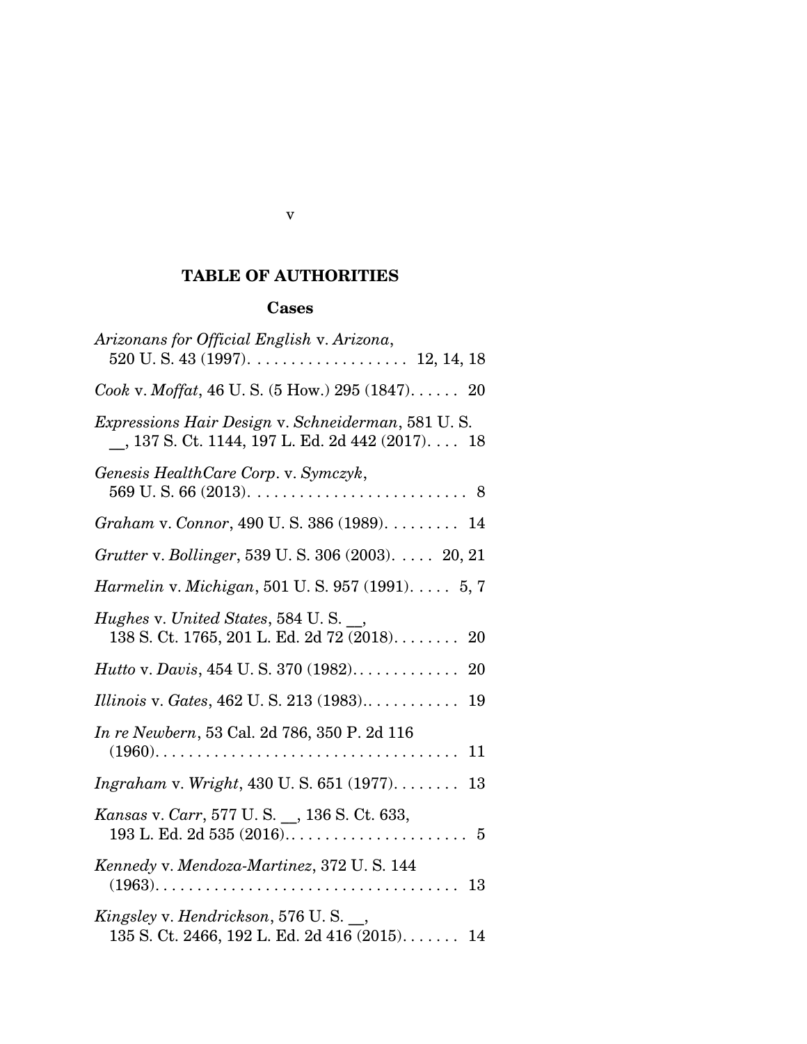## TABLE OF AUTHORITIES

### Cases

*Arizonans for Official English* v. *Arizona*, 520 U. S. 43 (1997). . . . . . . . . . . . . . . . . . . 12, 14, 18

*Cook* v. *Moffat*, 46 U. S. (5 How.) 295 (1847). . . . . . 20

*Expressions Hair Design* v. *Schneiderman*, 581 U. S. __, 137 S. Ct. 1144, 197 L. Ed. 2d 442 (2017). . . . 18

*Genesis HealthCare Corp*. v. *Symczyk*, 569 U. S. 66 (2013). . . . . . . . . . . . . . . . . . . . . . . . . . 8

*Graham* v. *Connor*, 490 U. S. 386 (1989). . . . . . . . . 14

*Grutter* v. *Bollinger*, 539 U. S. 306 (2003). . . . . 20, 21

*Harmelin* v. *Michigan*, 501 U. S. 957 (1991). . . . . 5, 7

*Hughes* v. *United States*, 584 U. S. __, 138 S. Ct. 1765, 201 L. Ed. 2d 72 (2018). . . . . . . . 20

*Hutto* v. *Davis*, 454 U. S. 370 (1982). . . . . . . . . . . . . 20

*Illinois* v. *Gates*, 462 U. S. 213 (1983).. . . . . . . . . . . 19

*In re Newbern*, 53 Cal. 2d 786, 350 P. 2d 116 (1960). . . . . . . . . . . . . . . . . . . . . . . . . . . . . . . . . . . . 11

*Ingraham* v. *Wright*, 430 U. S. 651 (1977). . . . . . . . 13

*Kansas* v. *Carr*, 577 U. S. __, 136 S. Ct. 633, 193 L. Ed. 2d 535 (2016). . . . . . . . . . . . . . . . . . . . . . 5

*Kennedy* v. *Mendoza-Martinez*, 372 U. S. 144 (1963). . . . . . . . . . . . . . . . . . . . . . . . . . . . . . . . . . . . 13

*Kingsley* v. *Hendrickson*, 576 U. S. __, 135 S. Ct. 2466, 192 L. Ed. 2d 416 (2015). . . . . . . 14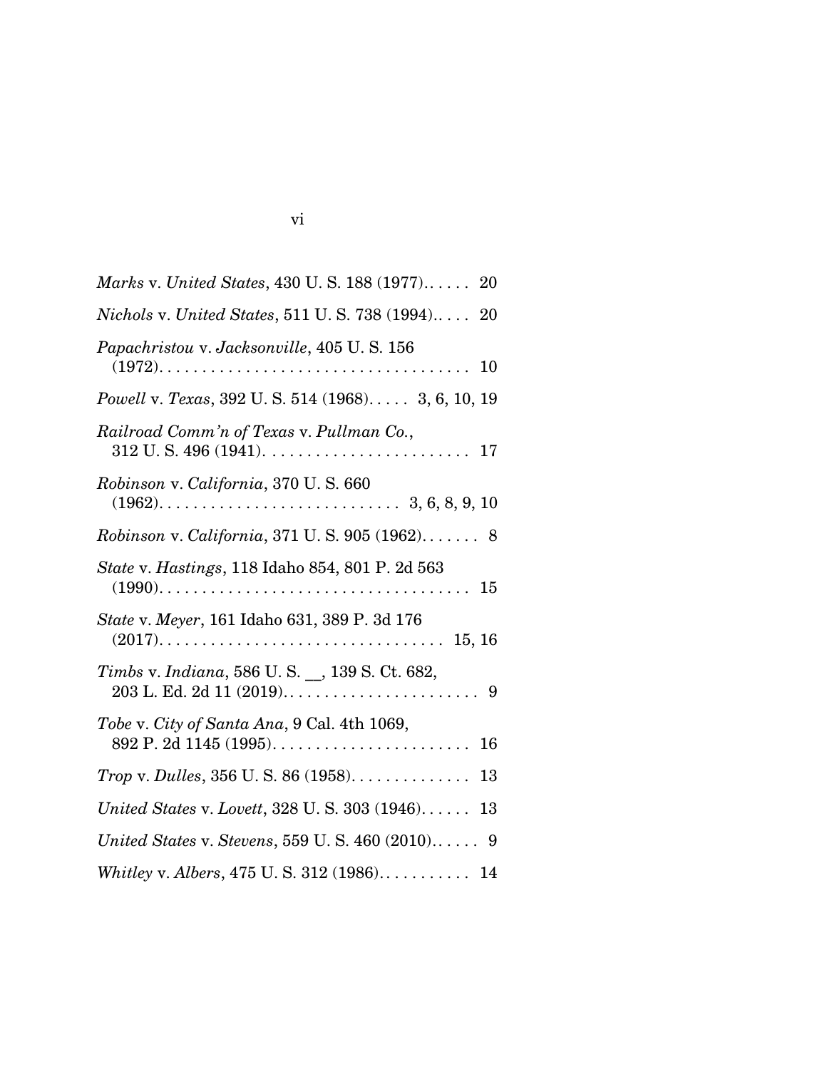*Marks* v. *United States*, 430 U. S. 188 (1977)...... 20

*Nichols* v. *United States*, 511 U. S. 738 (1994)..... 20

*Papachristou* v. *Jacksonville*, 405 U. S. 156 (1972)..................................... 10

*Powell* v. *Texas*, 392 U. S. 514 (1968)..... 3, 6, 10, 19

*Railroad Comm'n of Texas* v. *Pullman Co.*, 312 U. S. 496 (1941)........................ 17

*Robinson* v. *California*, 370 U. S. 660 (1962)............................ 3, 6, 8, 9, 10

*Robinson* v. *California*, 371 U. S. 905 (1962)....... 8

*State* v. *Hastings*, 118 Idaho 854, 801 P. 2d 563 (1990)..................................... 15

*State* v. *Meyer*, 161 Idaho 631, 389 P. 3d 176 (2017)................................. 15, 16

*Timbs* v. *Indiana*, 586 U. S. __, 139 S. Ct. 682, 203 L. Ed. 2d 11 (2019)....................... 9

*Tobe* v. *City of Santa Ana*, 9 Cal. 4th 1069, 892 P. 2d 1145 (1995)....................... 16

*Trop* v. *Dulles*, 356 U. S. 86 (1958).............. 13

*United States* v. *Lovett*, 328 U. S. 303 (1946)...... 13

*United States* v. *Stevens*, 559 U. S. 460 (2010)...... 9

*Whitley* v. *Albers*, 475 U. S. 312 (1986)........... 14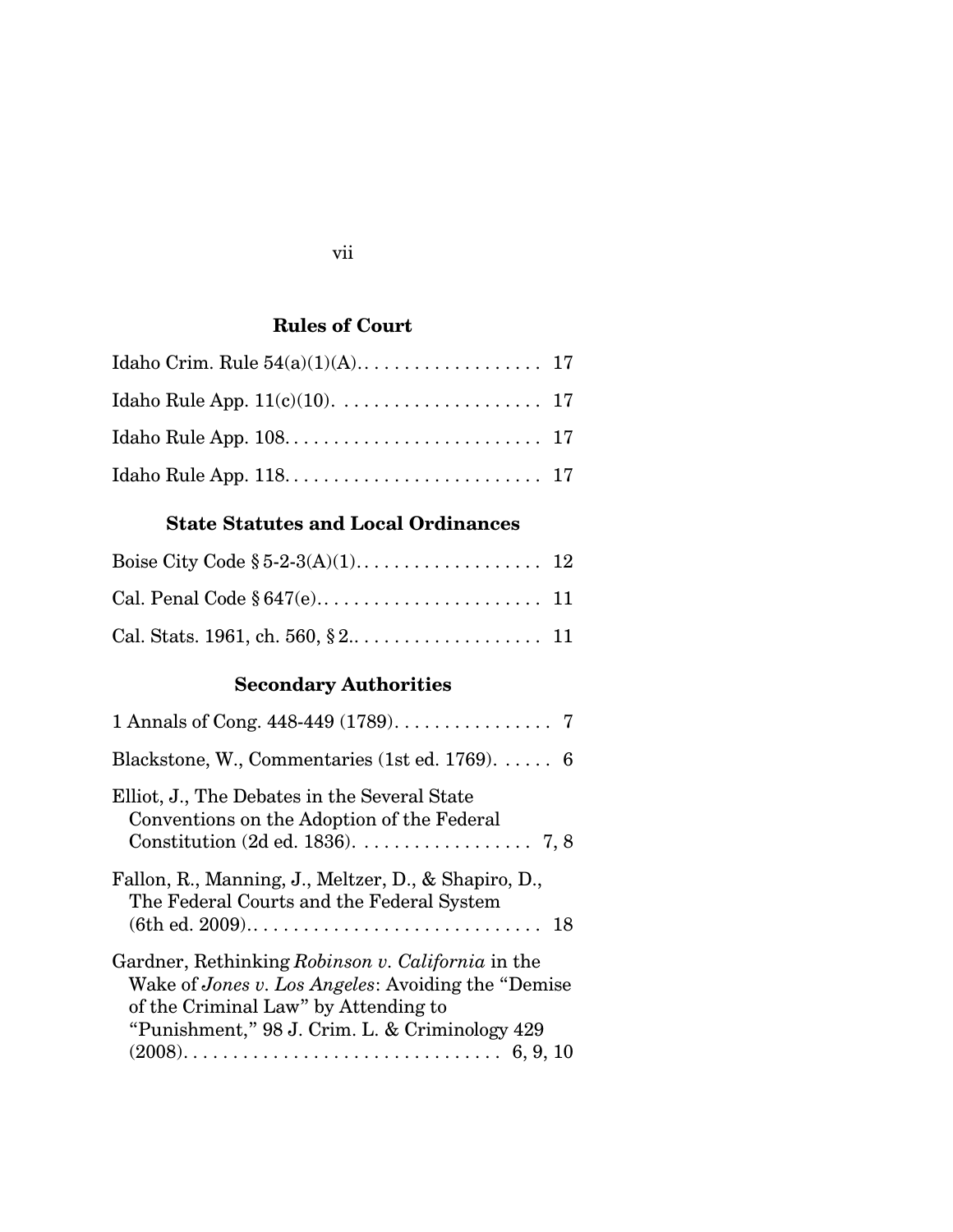## Rules of Court

Idaho Crim. Rule 54(a)(1)(A). . . . . . . . . . . . . . . . . . . 17

Idaho Rule App. 11(c)(10). . . . . . . . . . . . . . . . . . . . . 17

Idaho Rule App. 108. . . . . . . . . . . . . . . . . . . . . . . . . . 17

Idaho Rule App. 118. . . . . . . . . . . . . . . . . . . . . . . . . . 17

## State Statutes and Local Ordinances

Boise City Code § 5-2-3(A)(1). . . . . . . . . . . . . . . . . . . 12

Cal. Penal Code § 647(e). . . . . . . . . . . . . . . . . . . . . . . 11

Cal. Stats. 1961, ch. 560, § 2.. . . . . . . . . . . . . . . . . . . 11

## Secondary Authorities

1 Annals of Cong. 448-449 (1789). . . . . . . . . . . . . . . . 7

Blackstone, W., Commentaries (1st ed. 1769). . . . . . 6

Elliot, J., The Debates in the Several State Conventions on the Adoption of the Federal Constitution (2d ed. 1836). . . . . . . . . . . . . . . . . . 7, 8

Fallon, R., Manning, J., Meltzer, D., & Shapiro, D., The Federal Courts and the Federal System (6th ed. 2009).. . . . . . . . . . . . . . . . . . . . . . . . . . . . . 18

Gardner, Rethinking *Robinson v. California* in the Wake of *Jones v. Los Angeles*: Avoiding the "Demise of the Criminal Law" by Attending to "Punishment," 98 J. Crim. L. & Criminology 429 (2008). . . . . . . . . . . . . . . . . . . . . . . . . . . . . . . . 6, 9, 10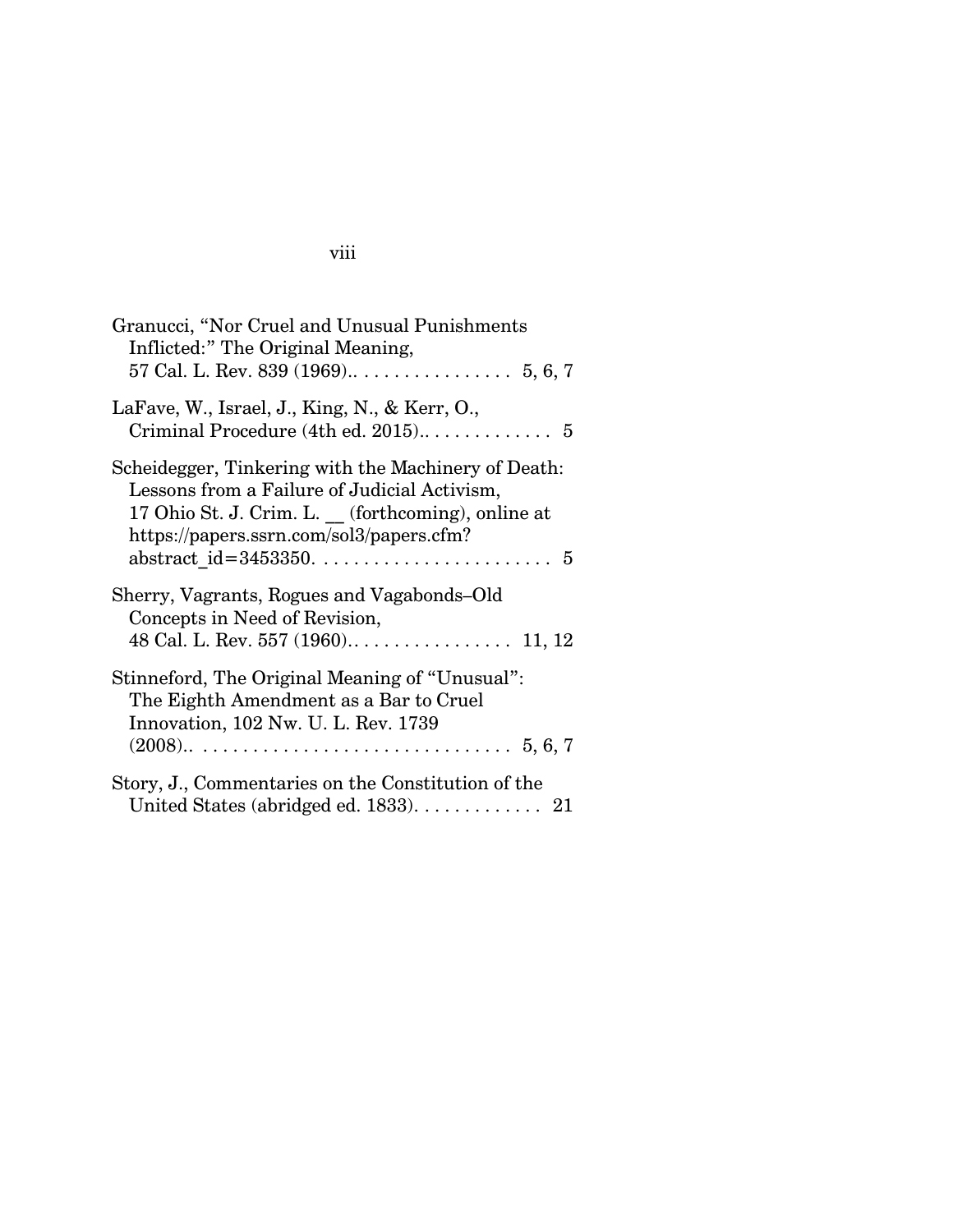Granucci, "Nor Cruel and Unusual Punishments Inflicted:" The Original Meaning, 57 Cal. L. Rev. 839 (1969).. . . . . . . . . . . . . . . . . 5, 6, 7

LaFave, W., Israel, J., King, N., & Kerr, O., Criminal Procedure (4th ed. 2015).. . . . . . . . . . . . . 5

Scheidegger, Tinkering with the Machinery of Death: Lessons from a Failure of Judicial Activism, 17 Ohio St. J. Crim. L. __ (forthcoming), online at https://papers.ssrn.com/sol3/papers.cfm?abstract_id=3453350. . . . . . . . . . . . . . . . . . . . . . . . . 5

Sherry, Vagrants, Rogues and Vagabonds–Old Concepts in Need of Revision, 48 Cal. L. Rev. 557 (1960).. . . . . . . . . . . . . . . . . 11, 12

Stinneford, The Original Meaning of "Unusual": The Eighth Amendment as a Bar to Cruel Innovation, 102 Nw. U. L. Rev. 1739 (2008).. . . . . . . . . . . . . . . . . . . . . . . . . . . . . . . 5, 6, 7

Story, J., Commentaries on the Constitution of the United States (abridged ed. 1833). . . . . . . . . . . . . 21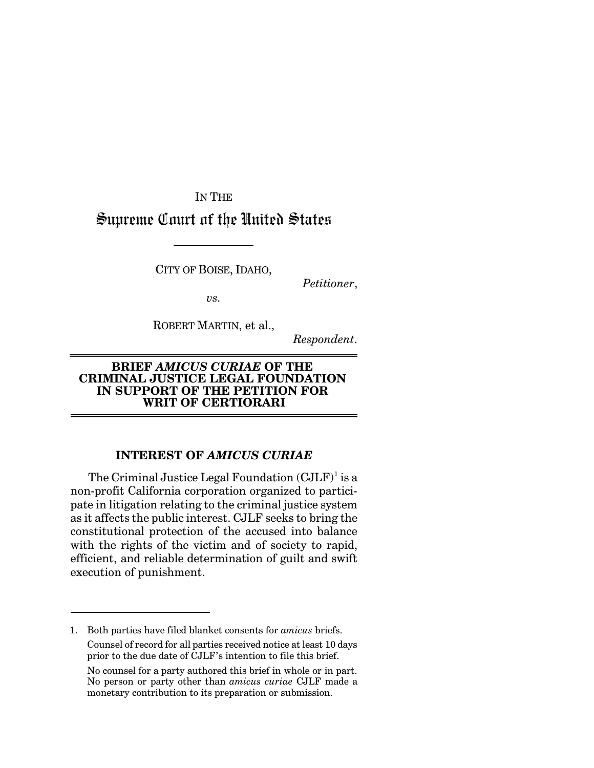IN THE

# Supreme Court of the United States

CITY OF BOISE, IDAHO,

*Petitioner*,

*vs.*

ROBERT MARTIN, et al.,

*Respondent*.

## BRIEF *AMICUS CURIAE* OF THE CRIMINAL JUSTICE LEGAL FOUNDATION IN SUPPORT OF THE PETITION FOR WRIT OF CERTIORARI

### INTEREST OF *AMICUS CURIAE*

The Criminal Justice Legal Foundation (CJLF)[1] is a non-profit California corporation organized to participate in litigation relating to the criminal justice system as it affects the public interest. CJLF seeks to bring the constitutional protection of the accused into balance with the rights of the victim and of society to rapid, efficient, and reliable determination of guilt and swift execution of punishment.

---

1. Both parties have filed blanket consents for *amicus* briefs.

   Counsel of record for all parties received notice at least 10 days prior to the due date of CJLF's intention to file this brief.

   No counsel for a party authored this brief in whole or in part. No person or party other than *amicus curiae* CJLF made a monetary contribution to its preparation or submission.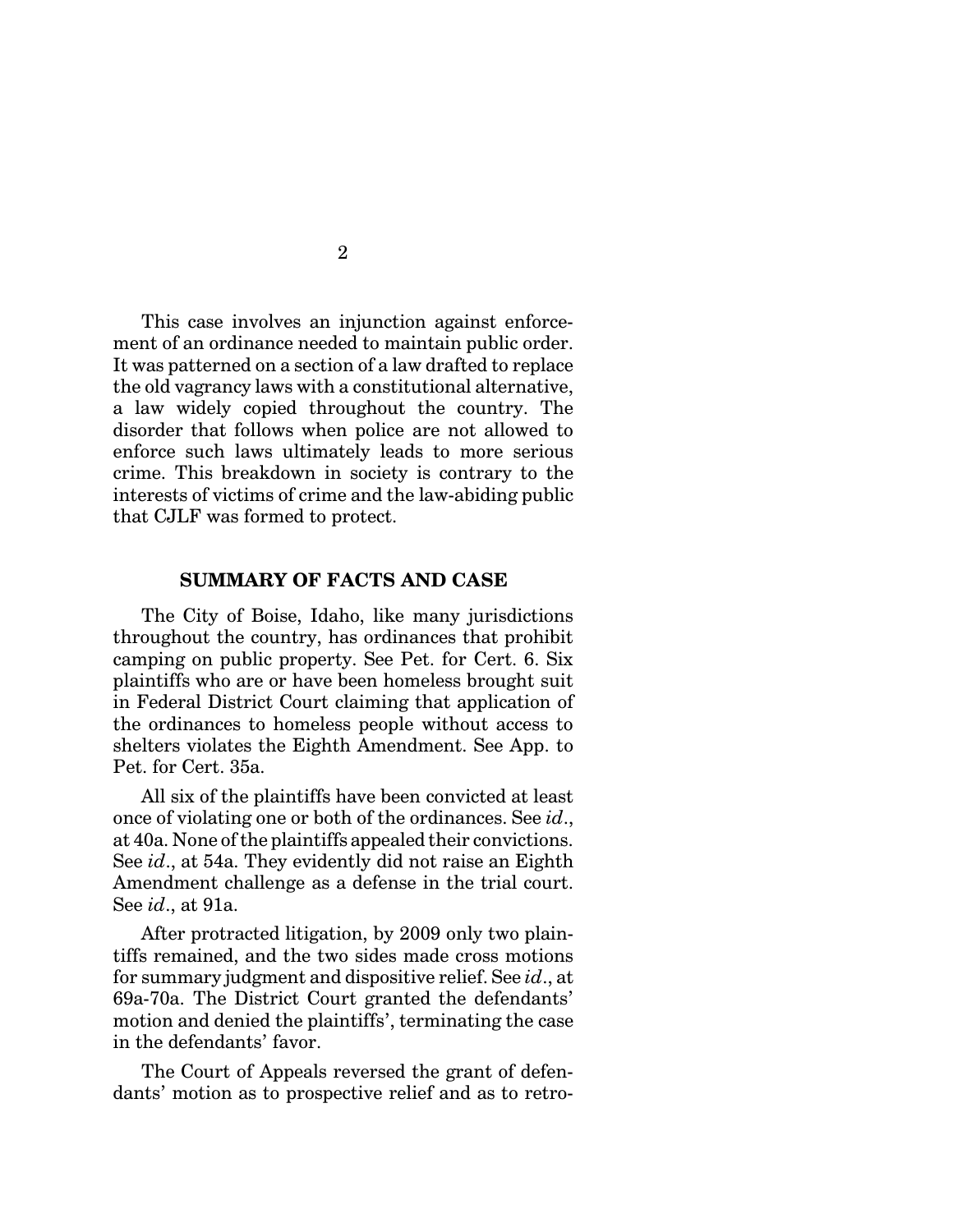This case involves an injunction against enforcement of an ordinance needed to maintain public order. It was patterned on a section of a law drafted to replace the old vagrancy laws with a constitutional alternative, a law widely copied throughout the country. The disorder that follows when police are not allowed to enforce such laws ultimately leads to more serious crime. This breakdown in society is contrary to the interests of victims of crime and the law-abiding public that CJLF was formed to protect.

## SUMMARY OF FACTS AND CASE

The City of Boise, Idaho, like many jurisdictions throughout the country, has ordinances that prohibit camping on public property. See Pet. for Cert. 6. Six plaintiffs who are or have been homeless brought suit in Federal District Court claiming that application of the ordinances to homeless people without access to shelters violates the Eighth Amendment. See App. to Pet. for Cert. 35a.

All six of the plaintiffs have been convicted at least once of violating one or both of the ordinances. See *id*., at 40a. None of the plaintiffs appealed their convictions. See *id*., at 54a. They evidently did not raise an Eighth Amendment challenge as a defense in the trial court. See *id*., at 91a.

After protracted litigation, by 2009 only two plaintiffs remained, and the two sides made cross motions for summary judgment and dispositive relief. See *id*., at 69a-70a. The District Court granted the defendants' motion and denied the plaintiffs', terminating the case in the defendants' favor.

The Court of Appeals reversed the grant of defendants' motion as to prospective relief and as to retro-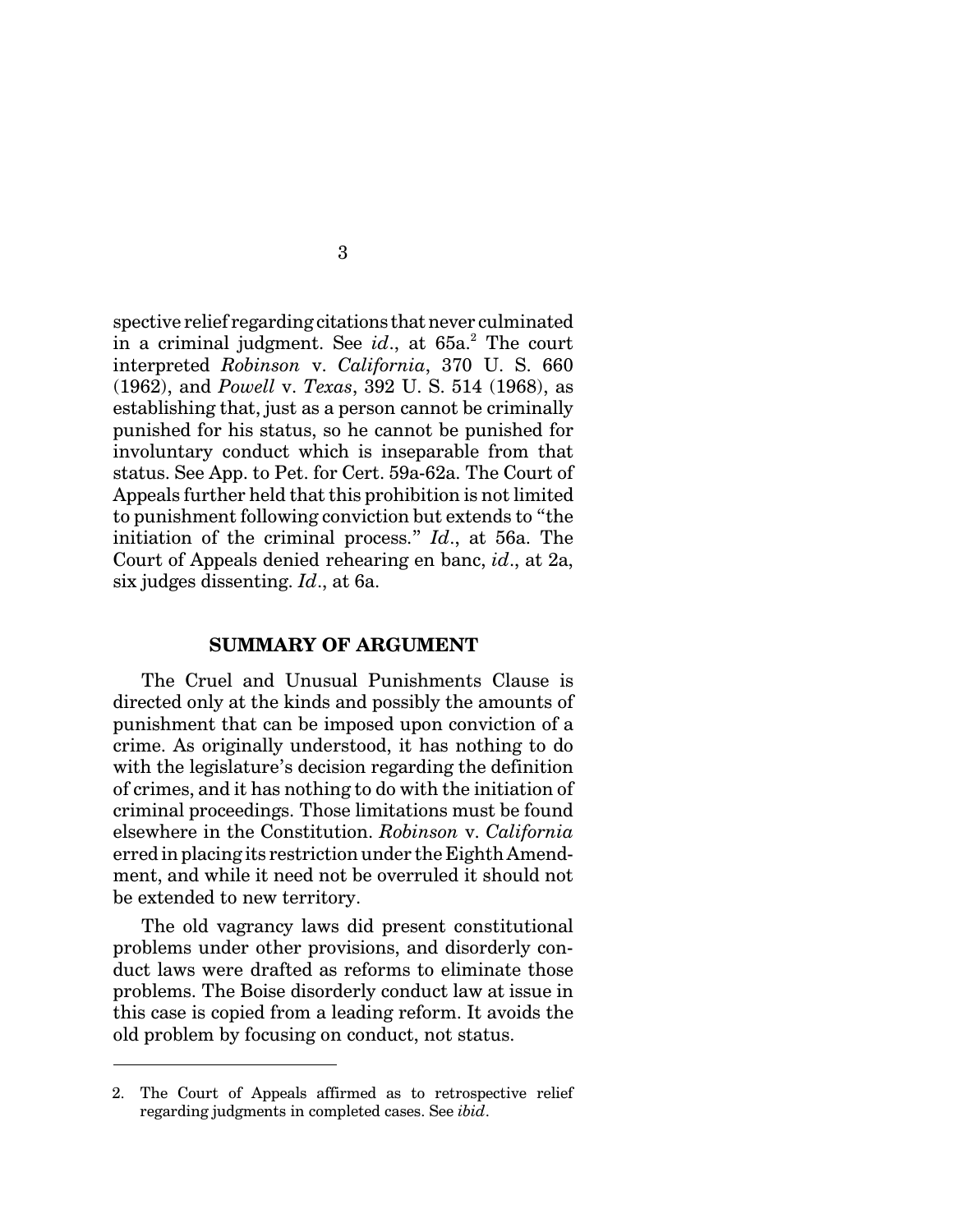spective relief regarding citations that never culminated in a criminal judgment. See *id*., at 65a.[2] The court interpreted *Robinson* v. *California*, 370 U. S. 660 (1962), and *Powell* v. *Texas*, 392 U. S. 514 (1968), as establishing that, just as a person cannot be criminally punished for his status, so he cannot be punished for involuntary conduct which is inseparable from that status. See App. to Pet. for Cert. 59a-62a. The Court of Appeals further held that this prohibition is not limited to punishment following conviction but extends to "the initiation of the criminal process." *Id*., at 56a. The Court of Appeals denied rehearing en banc, *id*., at 2a, six judges dissenting. *Id*., at 6a.

## SUMMARY OF ARGUMENT

The Cruel and Unusual Punishments Clause is directed only at the kinds and possibly the amounts of punishment that can be imposed upon conviction of a crime. As originally understood, it has nothing to do with the legislature's decision regarding the definition of crimes, and it has nothing to do with the initiation of criminal proceedings. Those limitations must be found elsewhere in the Constitution. *Robinson* v. *California* erred in placing its restriction under the Eighth Amendment, and while it need not be overruled it should not be extended to new territory.

The old vagrancy laws did present constitutional problems under other provisions, and disorderly conduct laws were drafted as reforms to eliminate those problems. The Boise disorderly conduct law at issue in this case is copied from a leading reform. It avoids the old problem by focusing on conduct, not status.

---

2. The Court of Appeals affirmed as to retrospective relief regarding judgments in completed cases. See *ibid*.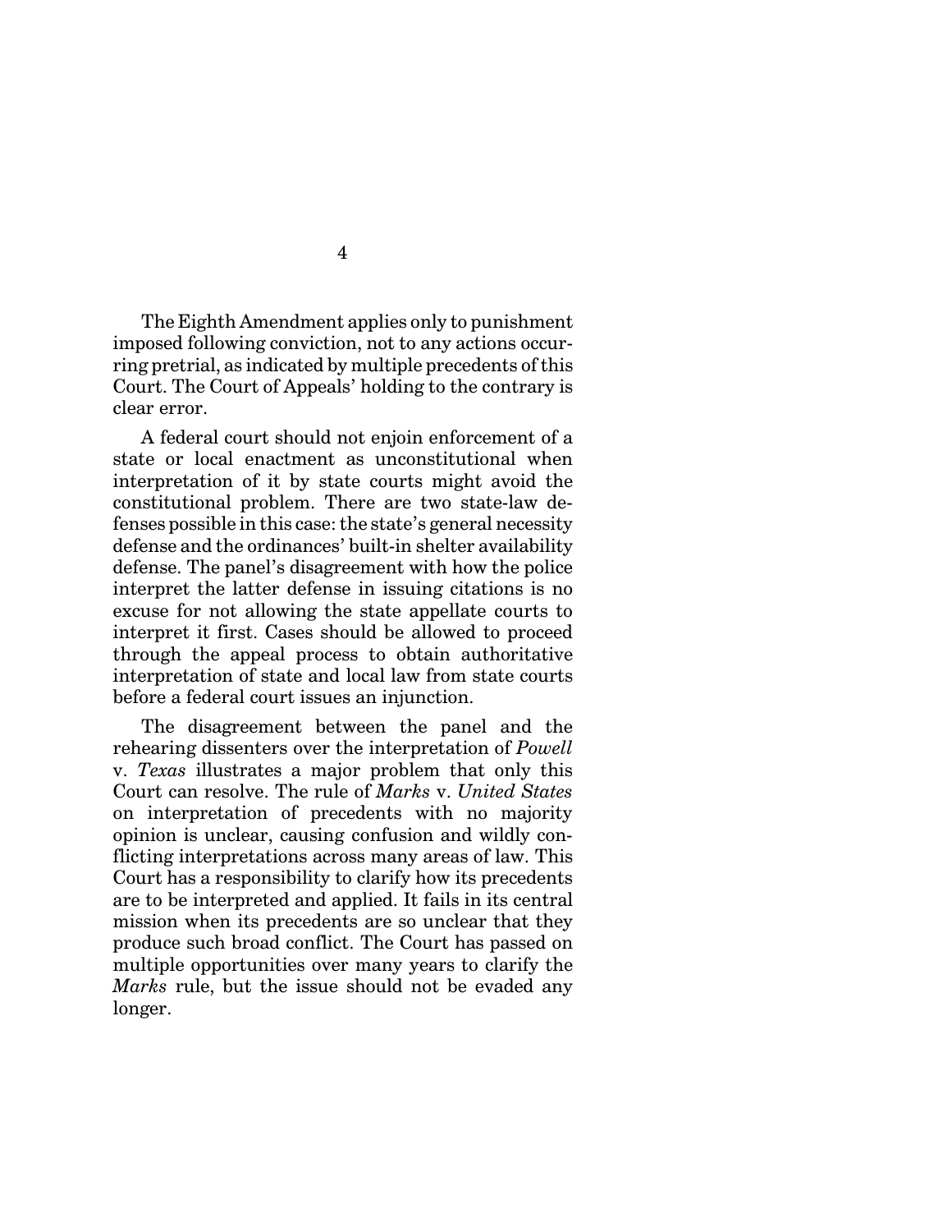The Eighth Amendment applies only to punishment imposed following conviction, not to any actions occurring pretrial, as indicated by multiple precedents of this Court. The Court of Appeals' holding to the contrary is clear error.

A federal court should not enjoin enforcement of a state or local enactment as unconstitutional when interpretation of it by state courts might avoid the constitutional problem. There are two state-law defenses possible in this case: the state's general necessity defense and the ordinances' built-in shelter availability defense. The panel's disagreement with how the police interpret the latter defense in issuing citations is no excuse for not allowing the state appellate courts to interpret it first. Cases should be allowed to proceed through the appeal process to obtain authoritative interpretation of state and local law from state courts before a federal court issues an injunction.

The disagreement between the panel and the rehearing dissenters over the interpretation of *Powell* v. *Texas* illustrates a major problem that only this Court can resolve. The rule of *Marks* v. *United States* on interpretation of precedents with no majority opinion is unclear, causing confusion and wildly conflicting interpretations across many areas of law. This Court has a responsibility to clarify how its precedents are to be interpreted and applied. It fails in its central mission when its precedents are so unclear that they produce such broad conflict. The Court has passed on multiple opportunities over many years to clarify the *Marks* rule, but the issue should not be evaded any longer.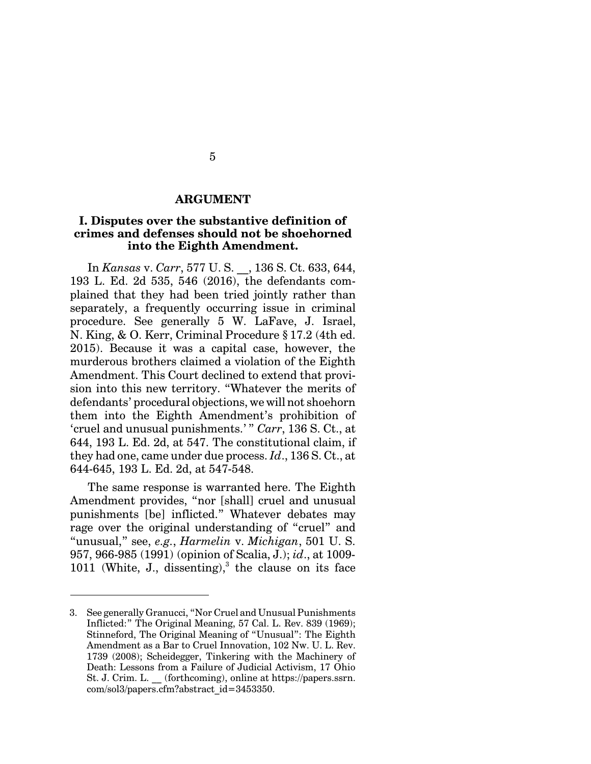## ARGUMENT

### I. Disputes over the substantive definition of crimes and defenses should not be shoehorned into the Eighth Amendment.

In *Kansas* v. *Carr*, 577 U. S. __, 136 S. Ct. 633, 644, 193 L. Ed. 2d 535, 546 (2016), the defendants complained that they had been tried jointly rather than separately, a frequently occurring issue in criminal procedure. See generally 5 W. LaFave, J. Israel, N. King, & O. Kerr, Criminal Procedure § 17.2 (4th ed. 2015). Because it was a capital case, however, the murderous brothers claimed a violation of the Eighth Amendment. This Court declined to extend that provision into this new territory. "Whatever the merits of defendants' procedural objections, we will not shoehorn them into the Eighth Amendment's prohibition of 'cruel and unusual punishments.' " *Carr*, 136 S. Ct., at 644, 193 L. Ed. 2d, at 547. The constitutional claim, if they had one, came under due process. *Id*., 136 S. Ct., at 644-645, 193 L. Ed. 2d, at 547-548.

The same response is warranted here. The Eighth Amendment provides, "nor [shall] cruel and unusual punishments [be] inflicted." Whatever debates may rage over the original understanding of "cruel" and "unusual," see, *e.g.*, *Harmelin* v. *Michigan*, 501 U. S. 957, 966-985 (1991) (opinion of Scalia, J.); *id*., at 1009-1011 (White, J., dissenting),[3] the clause on its face

---

3. See generally Granucci, "Nor Cruel and Unusual Punishments Inflicted:" The Original Meaning, 57 Cal. L. Rev. 839 (1969); Stinneford, The Original Meaning of "Unusual": The Eighth Amendment as a Bar to Cruel Innovation, 102 Nw. U. L. Rev. 1739 (2008); Scheidegger, Tinkering with the Machinery of Death: Lessons from a Failure of Judicial Activism, 17 Ohio St. J. Crim. L. __ (forthcoming), online at https://papers.ssrn.com/sol3/papers.cfm?abstract_id=3453350.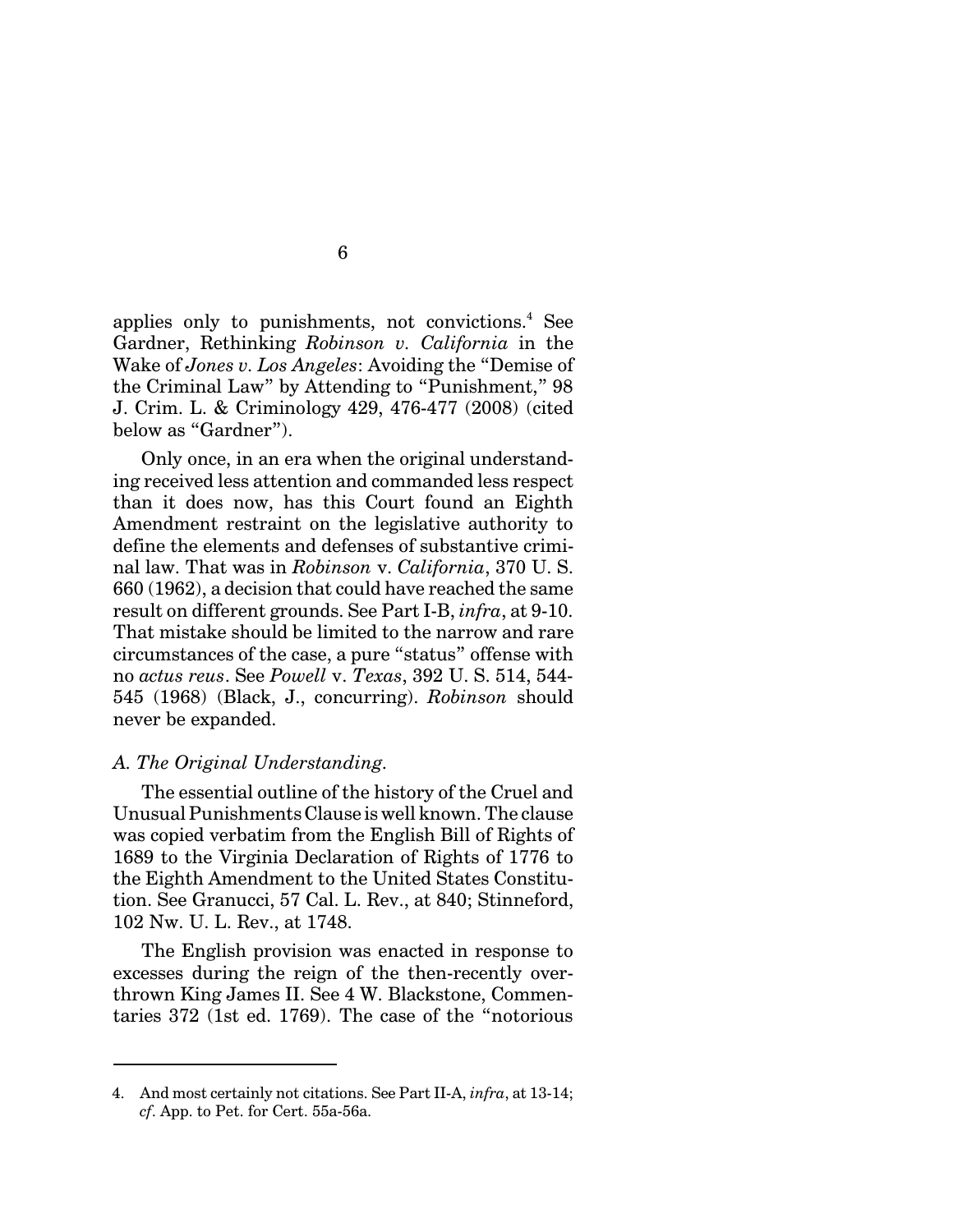applies only to punishments, not convictions.[4] See Gardner, Rethinking *Robinson v. California* in the Wake of *Jones v. Los Angeles*: Avoiding the "Demise of the Criminal Law" by Attending to "Punishment," 98 J. Crim. L. & Criminology 429, 476-477 (2008) (cited below as "Gardner").

Only once, in an era when the original understanding received less attention and commanded less respect than it does now, has this Court found an Eighth Amendment restraint on the legislative authority to define the elements and defenses of substantive criminal law. That was in *Robinson* v. *California*, 370 U. S. 660 (1962), a decision that could have reached the same result on different grounds. See Part I-B, *infra*, at 9-10. That mistake should be limited to the narrow and rare circumstances of the case, a pure "status" offense with no *actus reus*. See *Powell* v. *Texas*, 392 U. S. 514, 544-545 (1968) (Black, J., concurring). *Robinson* should never be expanded.

### *A. The Original Understanding.*

The essential outline of the history of the Cruel and Unusual Punishments Clause is well known. The clause was copied verbatim from the English Bill of Rights of 1689 to the Virginia Declaration of Rights of 1776 to the Eighth Amendment to the United States Constitution. See Granucci, 57 Cal. L. Rev., at 840; Stinneford, 102 Nw. U. L. Rev., at 1748.

The English provision was enacted in response to excesses during the reign of the then-recently overthrown King James II. See 4 W. Blackstone, Commentaries 372 (1st ed. 1769). The case of the "notorious

---

4. And most certainly not citations. See Part II-A, *infra*, at 13-14; *cf*. App. to Pet. for Cert. 55a-56a.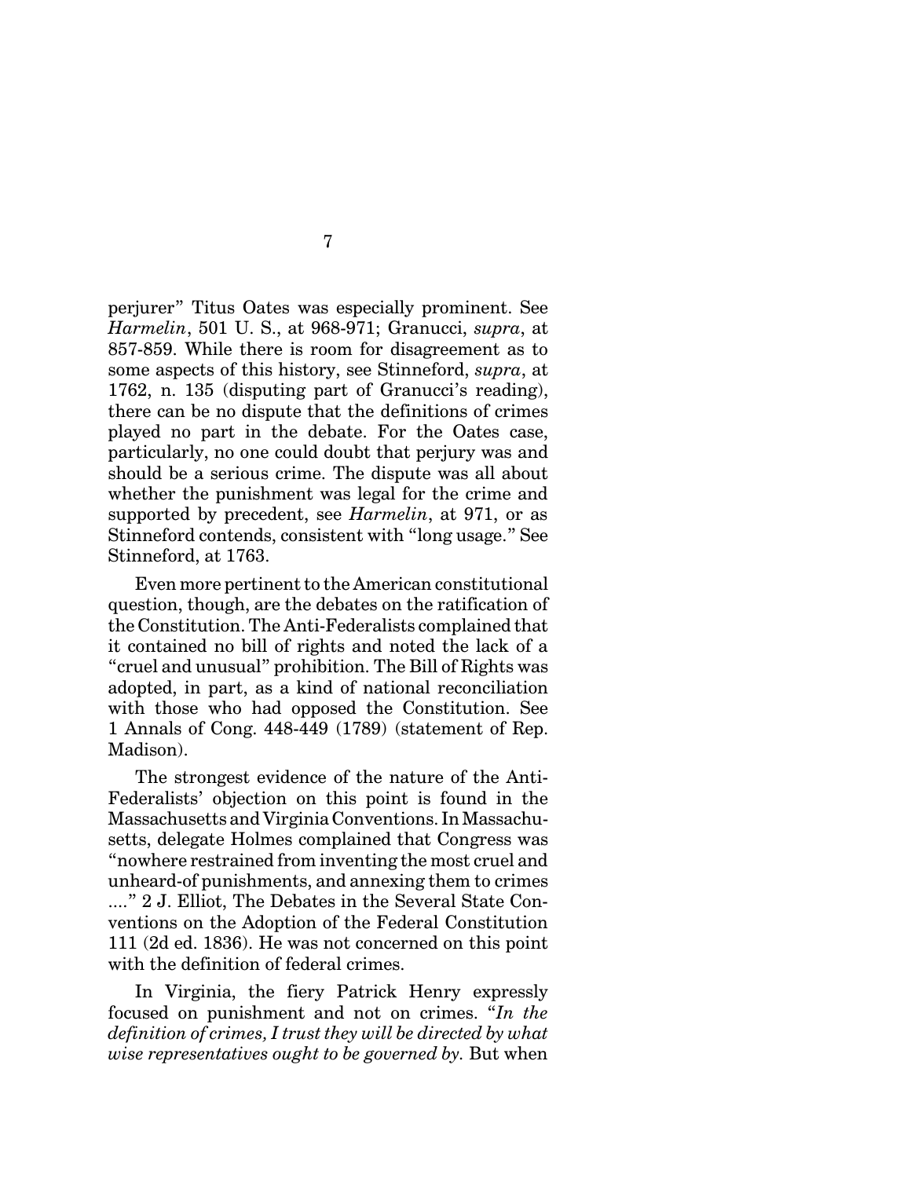perjurer" Titus Oates was especially prominent. See *Harmelin*, 501 U. S., at 968-971; Granucci, *supra*, at 857-859. While there is room for disagreement as to some aspects of this history, see Stinneford, *supra*, at 1762, n. 135 (disputing part of Granucci's reading), there can be no dispute that the definitions of crimes played no part in the debate. For the Oates case, particularly, no one could doubt that perjury was and should be a serious crime. The dispute was all about whether the punishment was legal for the crime and supported by precedent, see *Harmelin*, at 971, or as Stinneford contends, consistent with "long usage." See Stinneford, at 1763.

Even more pertinent to the American constitutional question, though, are the debates on the ratification of the Constitution. The Anti-Federalists complained that it contained no bill of rights and noted the lack of a "cruel and unusual" prohibition. The Bill of Rights was adopted, in part, as a kind of national reconciliation with those who had opposed the Constitution. See 1 Annals of Cong. 448-449 (1789) (statement of Rep. Madison).

The strongest evidence of the nature of the Anti-Federalists' objection on this point is found in the Massachusetts and Virginia Conventions. In Massachusetts, delegate Holmes complained that Congress was "nowhere restrained from inventing the most cruel and unheard-of punishments, and annexing them to crimes ...." 2 J. Elliot, The Debates in the Several State Conventions on the Adoption of the Federal Constitution 111 (2d ed. 1836). He was not concerned on this point with the definition of federal crimes.

In Virginia, the fiery Patrick Henry expressly focused on punishment and not on crimes. "*In the definition of crimes, I trust they will be directed by what wise representatives ought to be governed by.* But when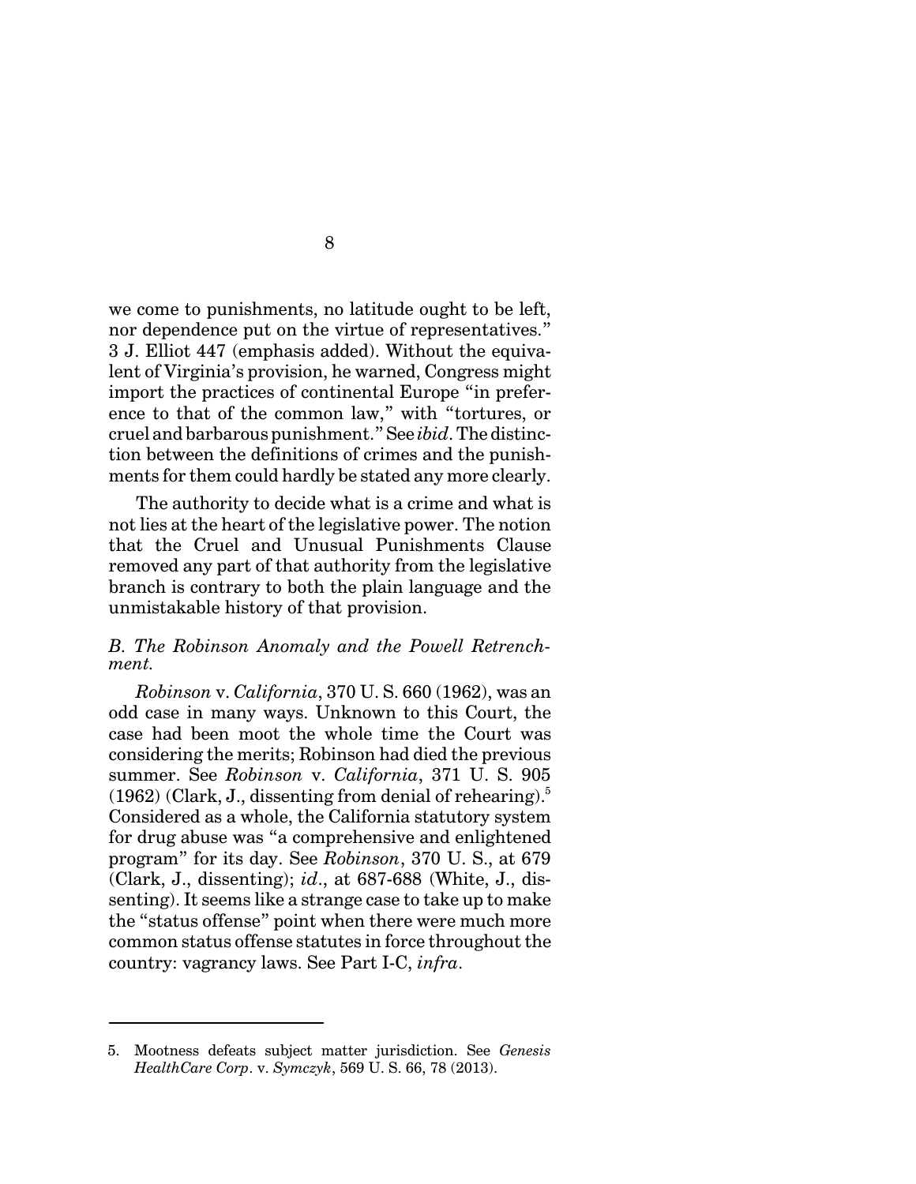we come to punishments, no latitude ought to be left, nor dependence put on the virtue of representatives." 3 J. Elliot 447 (emphasis added). Without the equivalent of Virginia's provision, he warned, Congress might import the practices of continental Europe "in preference to that of the common law," with "tortures, or cruel and barbarous punishment." See *ibid*. The distinction between the definitions of crimes and the punishments for them could hardly be stated any more clearly.

The authority to decide what is a crime and what is not lies at the heart of the legislative power. The notion that the Cruel and Unusual Punishments Clause removed any part of that authority from the legislative branch is contrary to both the plain language and the unmistakable history of that provision.

### *B. The Robinson Anomaly and the Powell Retrenchment.*

*Robinson* v. *California*, 370 U. S. 660 (1962), was an odd case in many ways. Unknown to this Court, the case had been moot the whole time the Court was considering the merits; Robinson had died the previous summer. See *Robinson* v. *California*, 371 U. S. 905 (1962) (Clark, J., dissenting from denial of rehearing).[5] Considered as a whole, the California statutory system for drug abuse was "a comprehensive and enlightened program" for its day. See *Robinson*, 370 U. S., at 679 (Clark, J., dissenting); *id*., at 687-688 (White, J., dissenting). It seems like a strange case to take up to make the "status offense" point when there were much more common status offense statutes in force throughout the country: vagrancy laws. See Part I-C, *infra*.

---

5. Mootness defeats subject matter jurisdiction. See *Genesis HealthCare Corp*. v. *Symczyk*, 569 U. S. 66, 78 (2013).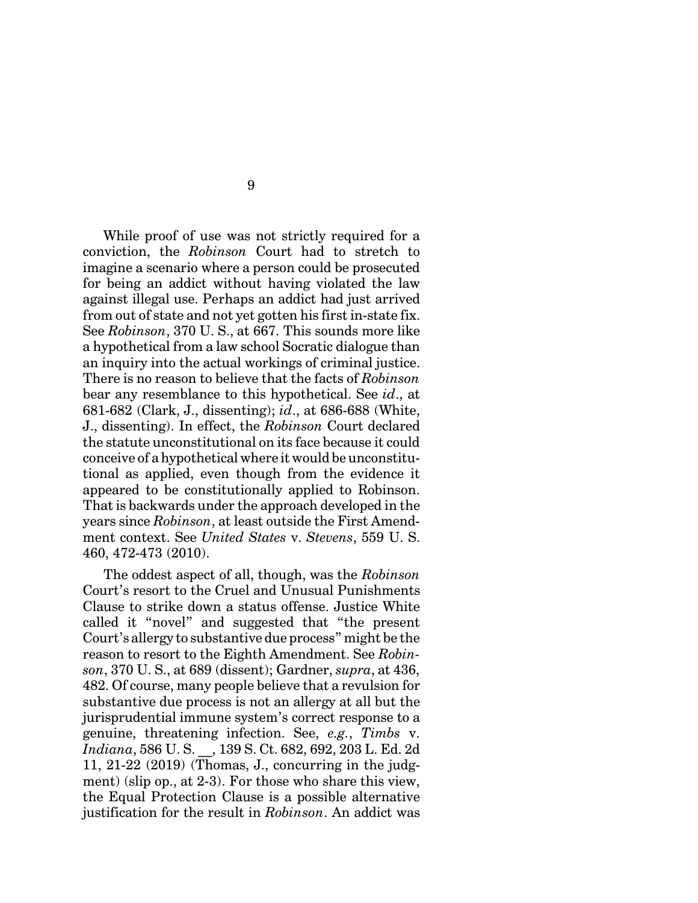While proof of use was not strictly required for a conviction, the *Robinson* Court had to stretch to imagine a scenario where a person could be prosecuted for being an addict without having violated the law against illegal use. Perhaps an addict had just arrived from out of state and not yet gotten his first in-state fix. See *Robinson*, 370 U. S., at 667. This sounds more like a hypothetical from a law school Socratic dialogue than an inquiry into the actual workings of criminal justice. There is no reason to believe that the facts of *Robinson* bear any resemblance to this hypothetical. See *id*., at 681-682 (Clark, J., dissenting); *id*., at 686-688 (White, J., dissenting). In effect, the *Robinson* Court declared the statute unconstitutional on its face because it could conceive of a hypothetical where it would be unconstitutional as applied, even though from the evidence it appeared to be constitutionally applied to Robinson. That is backwards under the approach developed in the years since *Robinson*, at least outside the First Amendment context. See *United States* v. *Stevens*, 559 U. S. 460, 472-473 (2010).

The oddest aspect of all, though, was the *Robinson* Court's resort to the Cruel and Unusual Punishments Clause to strike down a status offense. Justice White called it "novel" and suggested that "the present Court's allergy to substantive due process" might be the reason to resort to the Eighth Amendment. See *Robinson*, 370 U. S., at 689 (dissent); Gardner, *supra*, at 436, 482. Of course, many people believe that a revulsion for substantive due process is not an allergy at all but the jurisprudential immune system's correct response to a genuine, threatening infection. See, *e.g.*, *Timbs* v. *Indiana*, 586 U. S. \_\_, 139 S. Ct. 682, 692, 203 L. Ed. 2d 11, 21-22 (2019) (Thomas, J., concurring in the judgment) (slip op., at 2-3). For those who share this view, the Equal Protection Clause is a possible alternative justification for the result in *Robinson*. An addict was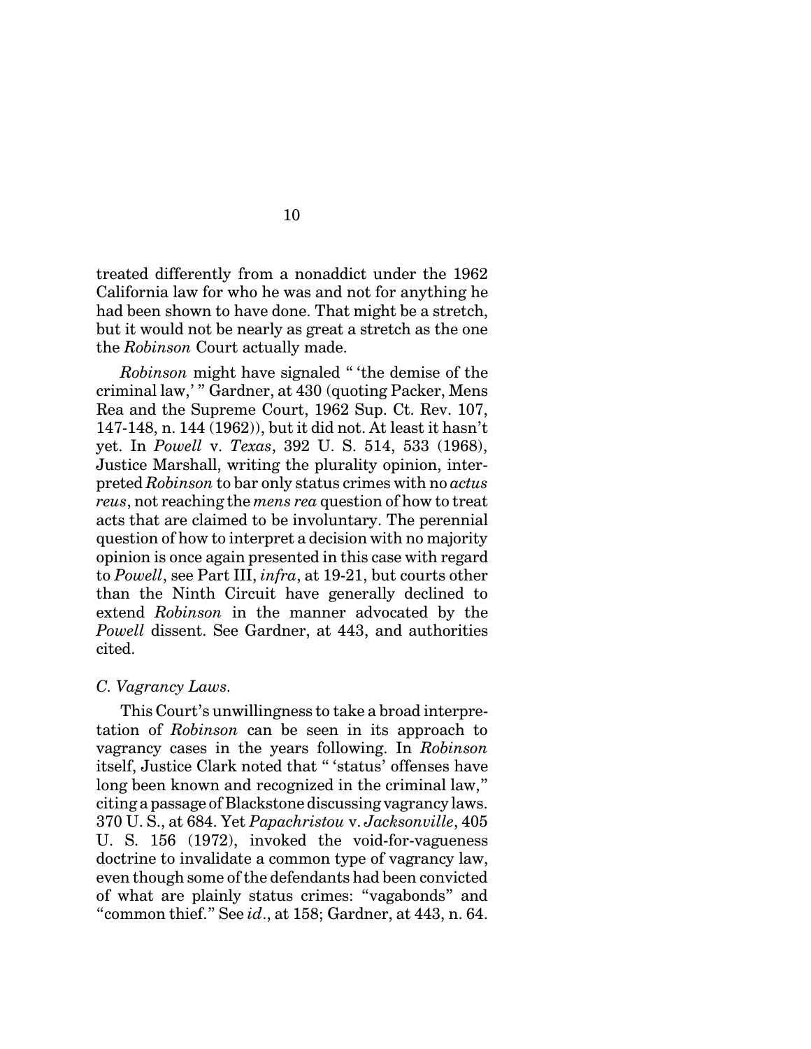treated differently from a nonaddict under the 1962 California law for who he was and not for anything he had been shown to have done. That might be a stretch, but it would not be nearly as great a stretch as the one the *Robinson* Court actually made.

*Robinson* might have signaled " 'the demise of the criminal law,' " Gardner, at 430 (quoting Packer, Mens Rea and the Supreme Court, 1962 Sup. Ct. Rev. 107, 147-148, n. 144 (1962)), but it did not. At least it hasn't yet. In *Powell* v. *Texas*, 392 U. S. 514, 533 (1968), Justice Marshall, writing the plurality opinion, interpreted *Robinson* to bar only status crimes with no *actus reus*, not reaching the *mens rea* question of how to treat acts that are claimed to be involuntary. The perennial question of how to interpret a decision with no majority opinion is once again presented in this case with regard to *Powell*, see Part III, *infra*, at 19-21, but courts other than the Ninth Circuit have generally declined to extend *Robinson* in the manner advocated by the *Powell* dissent. See Gardner, at 443, and authorities cited.

### *C. Vagrancy Laws.*

This Court's unwillingness to take a broad interpretation of *Robinson* can be seen in its approach to vagrancy cases in the years following. In *Robinson* itself, Justice Clark noted that " 'status' offenses have long been known and recognized in the criminal law," citing a passage of Blackstone discussing vagrancy laws. 370 U. S., at 684. Yet *Papachristou* v. *Jacksonville*, 405 U. S. 156 (1972), invoked the void-for-vagueness doctrine to invalidate a common type of vagrancy law, even though some of the defendants had been convicted of what are plainly status crimes: "vagabonds" and "common thief." See *id*., at 158; Gardner, at 443, n. 64.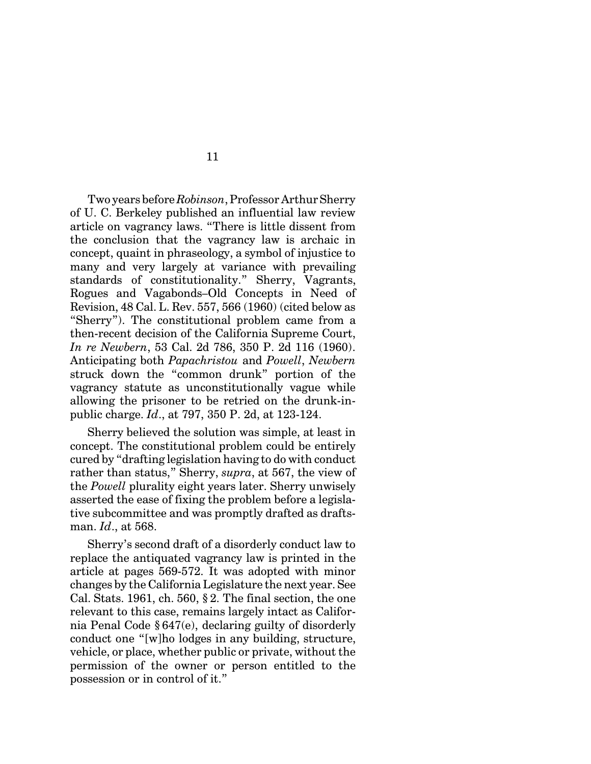Two years before *Robinson*, Professor Arthur Sherry of U. C. Berkeley published an influential law review article on vagrancy laws. "There is little dissent from the conclusion that the vagrancy law is archaic in concept, quaint in phraseology, a symbol of injustice to many and very largely at variance with prevailing standards of constitutionality." Sherry, Vagrants, Rogues and Vagabonds–Old Concepts in Need of Revision, 48 Cal. L. Rev. 557, 566 (1960) (cited below as "Sherry"). The constitutional problem came from a then-recent decision of the California Supreme Court, *In re Newbern*, 53 Cal. 2d 786, 350 P. 2d 116 (1960). Anticipating both *Papachristou* and *Powell*, *Newbern* struck down the "common drunk" portion of the vagrancy statute as unconstitutionally vague while allowing the prisoner to be retried on the drunk-in-public charge. *Id*., at 797, 350 P. 2d, at 123-124.

Sherry believed the solution was simple, at least in concept. The constitutional problem could be entirely cured by "drafting legislation having to do with conduct rather than status," Sherry, *supra*, at 567, the view of the *Powell* plurality eight years later. Sherry unwisely asserted the ease of fixing the problem before a legislative subcommittee and was promptly drafted as draftsman. *Id*., at 568.

Sherry's second draft of a disorderly conduct law to replace the antiquated vagrancy law is printed in the article at pages 569-572. It was adopted with minor changes by the California Legislature the next year. See Cal. Stats. 1961, ch. 560, § 2. The final section, the one relevant to this case, remains largely intact as California Penal Code § 647(e), declaring guilty of disorderly conduct one "[w]ho lodges in any building, structure, vehicle, or place, whether public or private, without the permission of the owner or person entitled to the possession or in control of it."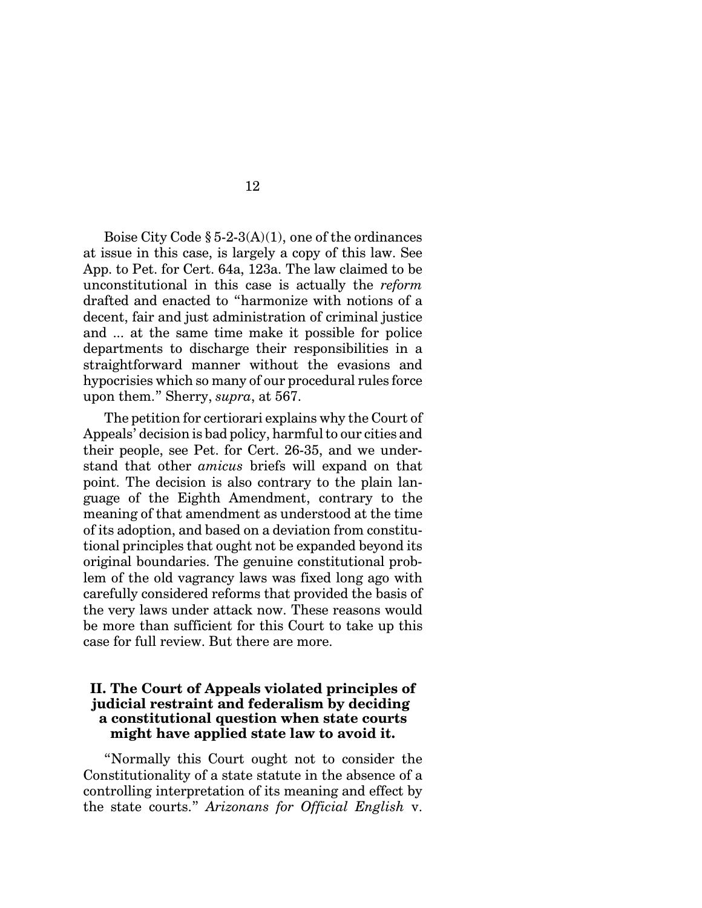Boise City Code § 5-2-3(A)(1), one of the ordinances at issue in this case, is largely a copy of this law. See App. to Pet. for Cert. 64a, 123a. The law claimed to be unconstitutional in this case is actually the *reform* drafted and enacted to "harmonize with notions of a decent, fair and just administration of criminal justice and ... at the same time make it possible for police departments to discharge their responsibilities in a straightforward manner without the evasions and hypocrisies which so many of our procedural rules force upon them." Sherry, *supra*, at 567.

The petition for certiorari explains why the Court of Appeals' decision is bad policy, harmful to our cities and their people, see Pet. for Cert. 26-35, and we understand that other *amicus* briefs will expand on that point. The decision is also contrary to the plain language of the Eighth Amendment, contrary to the meaning of that amendment as understood at the time of its adoption, and based on a deviation from constitutional principles that ought not be expanded beyond its original boundaries. The genuine constitutional problem of the old vagrancy laws was fixed long ago with carefully considered reforms that provided the basis of the very laws under attack now. These reasons would be more than sufficient for this Court to take up this case for full review. But there are more.

## II. The Court of Appeals violated principles of judicial restraint and federalism by deciding a constitutional question when state courts might have applied state law to avoid it.

"Normally this Court ought not to consider the Constitutionality of a state statute in the absence of a controlling interpretation of its meaning and effect by the state courts." *Arizonans for Official English* v.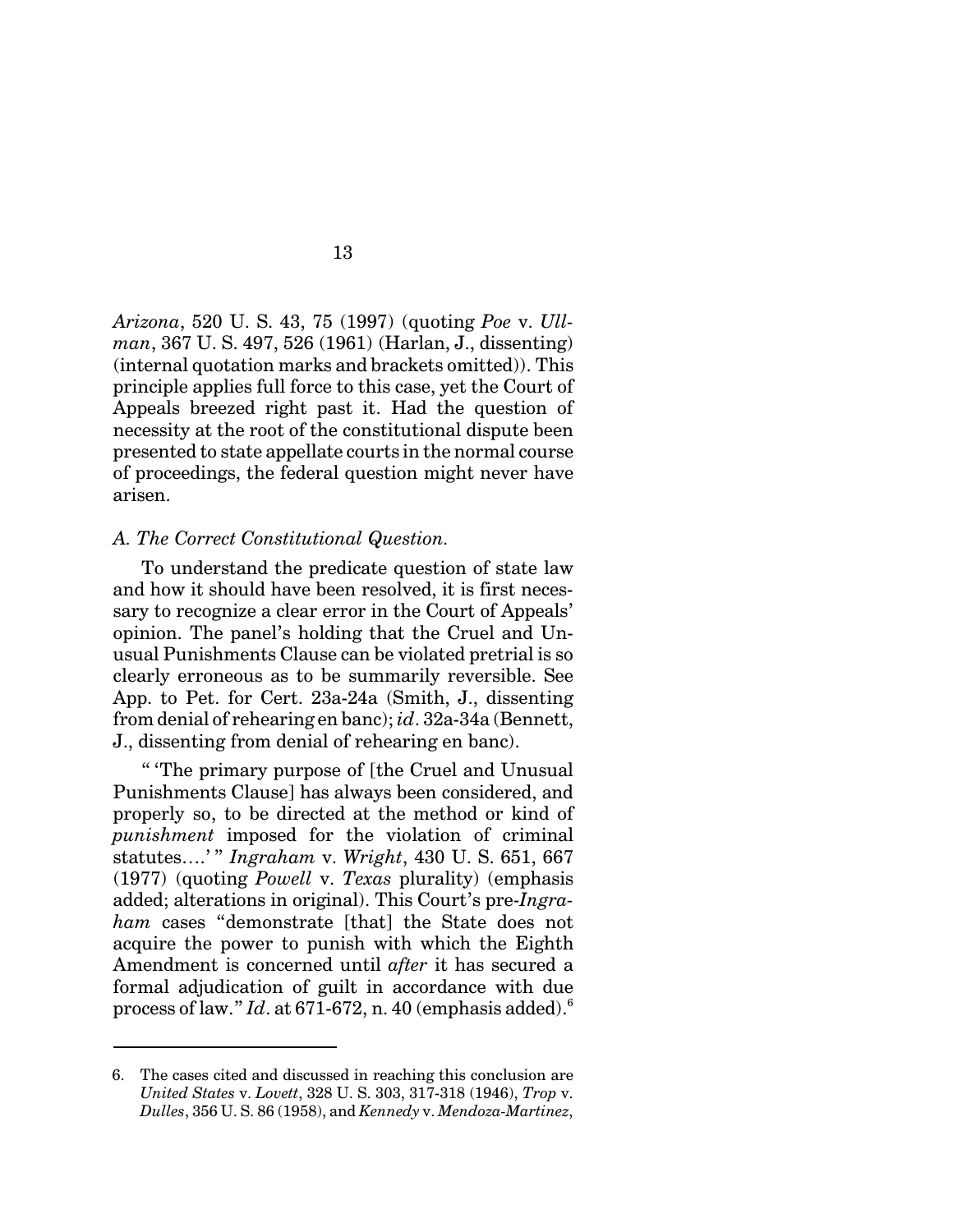*Arizona*, 520 U. S. 43, 75 (1997) (quoting *Poe* v. *Ullman*, 367 U. S. 497, 526 (1961) (Harlan, J., dissenting) (internal quotation marks and brackets omitted)). This principle applies full force to this case, yet the Court of Appeals breezed right past it. Had the question of necessity at the root of the constitutional dispute been presented to state appellate courts in the normal course of proceedings, the federal question might never have arisen.

### *A. The Correct Constitutional Question.*

To understand the predicate question of state law and how it should have been resolved, it is first necessary to recognize a clear error in the Court of Appeals' opinion. The panel's holding that the Cruel and Unusual Punishments Clause can be violated pretrial is so clearly erroneous as to be summarily reversible. See App. to Pet. for Cert. 23a-24a (Smith, J., dissenting from denial of rehearing en banc); *id*. 32a-34a (Bennett, J., dissenting from denial of rehearing en banc).

" 'The primary purpose of [the Cruel and Unusual Punishments Clause] has always been considered, and properly so, to be directed at the method or kind of *punishment* imposed for the violation of criminal statutes....' " *Ingraham* v. *Wright*, 430 U. S. 651, 667 (1977) (quoting *Powell* v. *Texas* plurality) (emphasis added; alterations in original). This Court's pre-*Ingraham* cases "demonstrate [that] the State does not acquire the power to punish with which the Eighth Amendment is concerned until *after* it has secured a formal adjudication of guilt in accordance with due process of law." *Id*. at 671-672, n. 40 (emphasis added).[6]

---

6. The cases cited and discussed in reaching this conclusion are *United States* v. *Lovett*, 328 U. S. 303, 317-318 (1946), *Trop* v. *Dulles*, 356 U. S. 86 (1958), and *Kennedy* v. *Mendoza-Martinez*,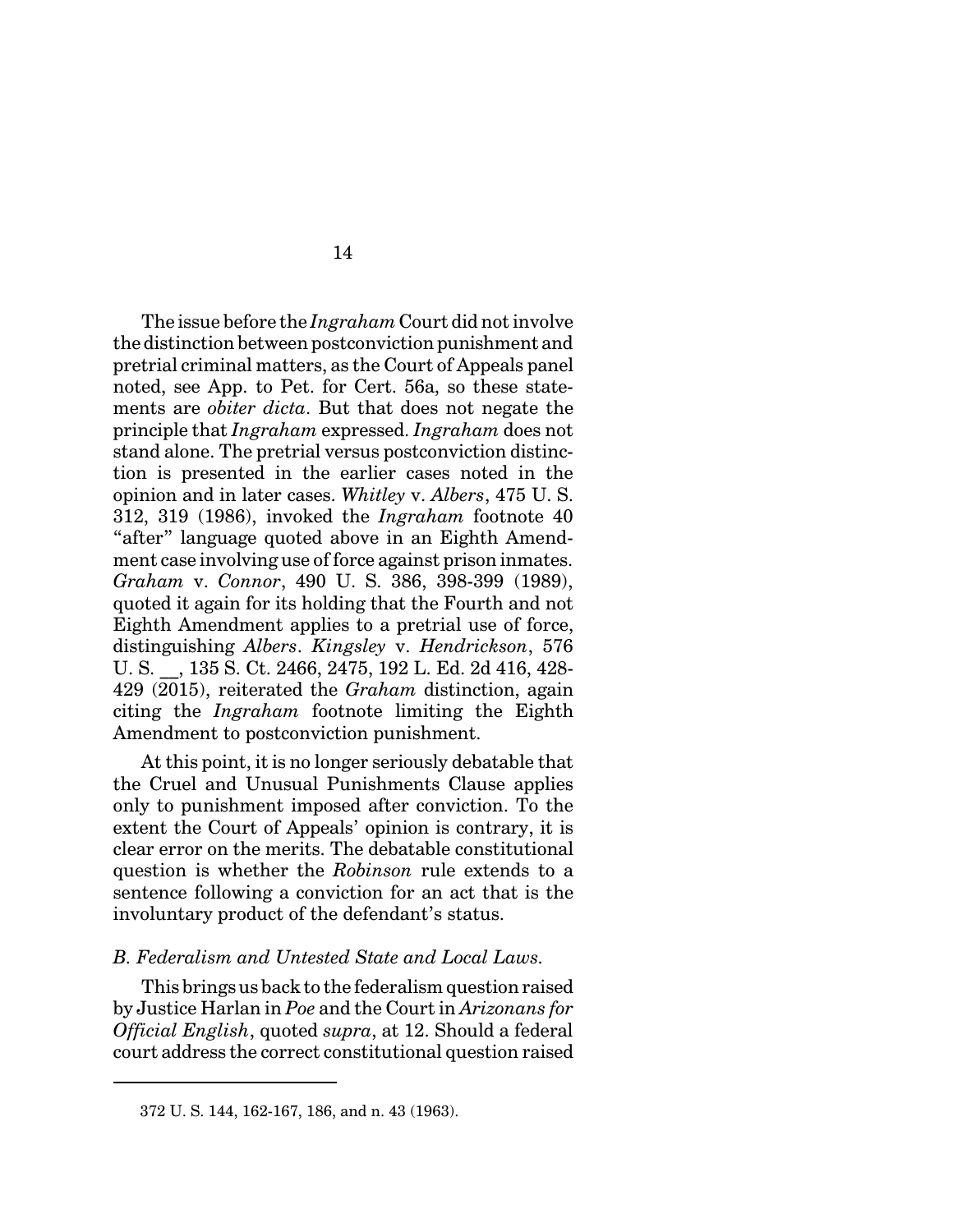The issue before the *Ingraham* Court did not involve the distinction between postconviction punishment and pretrial criminal matters, as the Court of Appeals panel noted, see App. to Pet. for Cert. 56a, so these statements are *obiter dicta*. But that does not negate the principle that *Ingraham* expressed. *Ingraham* does not stand alone. The pretrial versus postconviction distinction is presented in the earlier cases noted in the opinion and in later cases. *Whitley* v. *Albers*, 475 U. S. 312, 319 (1986), invoked the *Ingraham* footnote 40 "after" language quoted above in an Eighth Amendment case involving use of force against prison inmates. *Graham* v. *Connor*, 490 U. S. 386, 398-399 (1989), quoted it again for its holding that the Fourth and not Eighth Amendment applies to a pretrial use of force, distinguishing *Albers*. *Kingsley* v. *Hendrickson*, 576 U. S. __, 135 S. Ct. 2466, 2475, 192 L. Ed. 2d 416, 428-429 (2015), reiterated the *Graham* distinction, again citing the *Ingraham* footnote limiting the Eighth Amendment to postconviction punishment.

At this point, it is no longer seriously debatable that the Cruel and Unusual Punishments Clause applies only to punishment imposed after conviction. To the extent the Court of Appeals' opinion is contrary, it is clear error on the merits. The debatable constitutional question is whether the *Robinson* rule extends to a sentence following a conviction for an act that is the involuntary product of the defendant's status.

*B. Federalism and Untested State and Local Laws.*

This brings us back to the federalism question raised by Justice Harlan in *Poe* and the Court in *Arizonans for Official English*, quoted *supra*, at 12. Should a federal court address the correct constitutional question raised

---

372 U. S. 144, 162-167, 186, and n. 43 (1963).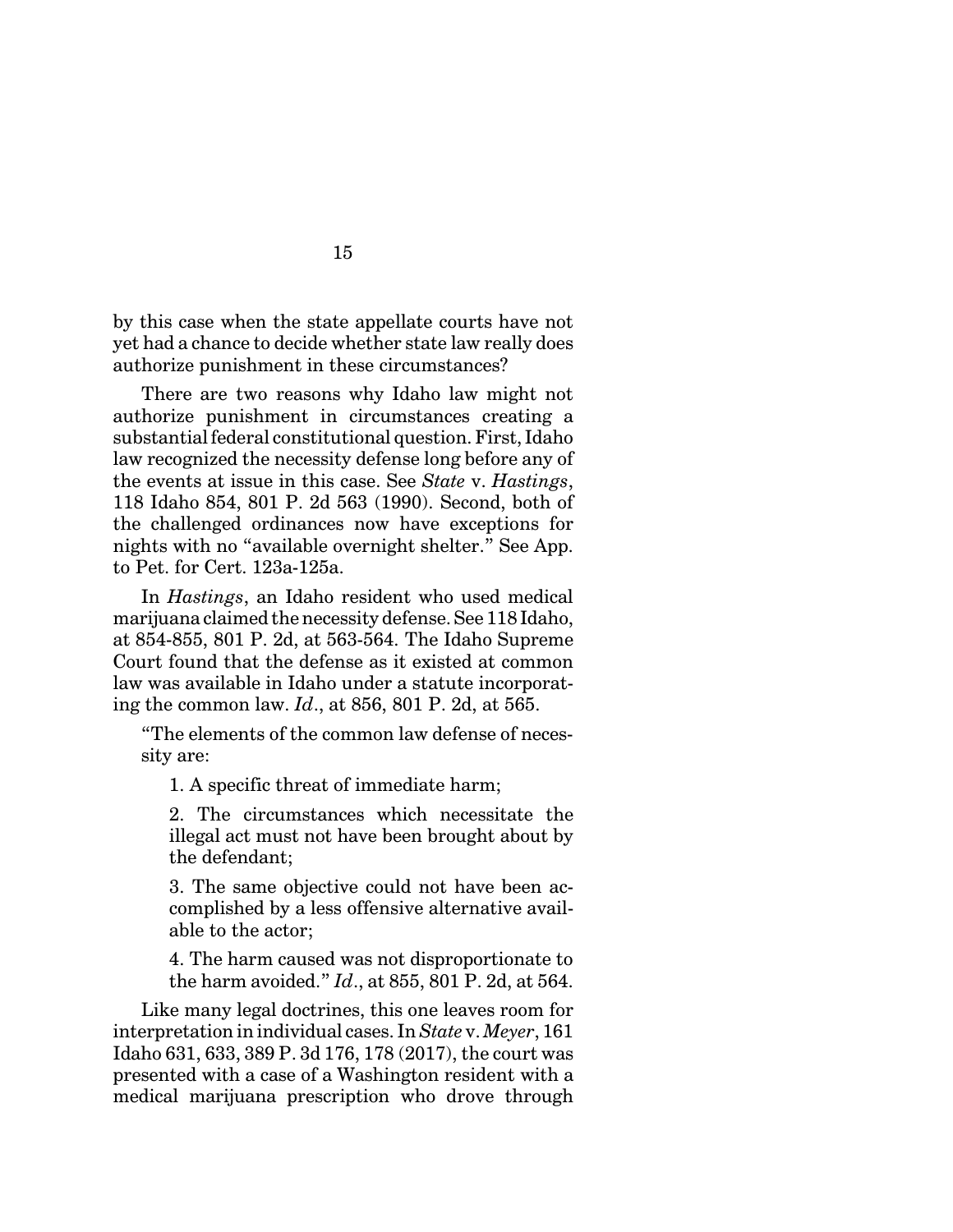by this case when the state appellate courts have not yet had a chance to decide whether state law really does authorize punishment in these circumstances?

There are two reasons why Idaho law might not authorize punishment in circumstances creating a substantial federal constitutional question. First, Idaho law recognized the necessity defense long before any of the events at issue in this case. See *State* v. *Hastings*, 118 Idaho 854, 801 P. 2d 563 (1990). Second, both of the challenged ordinances now have exceptions for nights with no "available overnight shelter." See App. to Pet. for Cert. 123a-125a.

In *Hastings*, an Idaho resident who used medical marijuana claimed the necessity defense. See 118 Idaho, at 854-855, 801 P. 2d, at 563-564. The Idaho Supreme Court found that the defense as it existed at common law was available in Idaho under a statute incorporating the common law. *Id*., at 856, 801 P. 2d, at 565.

> "The elements of the common law defense of necessity are:
>
> 1. A specific threat of immediate harm;
>
> 2. The circumstances which necessitate the illegal act must not have been brought about by the defendant;
>
> 3. The same objective could not have been accomplished by a less offensive alternative available to the actor;
>
> 4. The harm caused was not disproportionate to the harm avoided." *Id*., at 855, 801 P. 2d, at 564.

Like many legal doctrines, this one leaves room for interpretation in individual cases. In *State* v. *Meyer*, 161 Idaho 631, 633, 389 P. 3d 176, 178 (2017), the court was presented with a case of a Washington resident with a medical marijuana prescription who drove through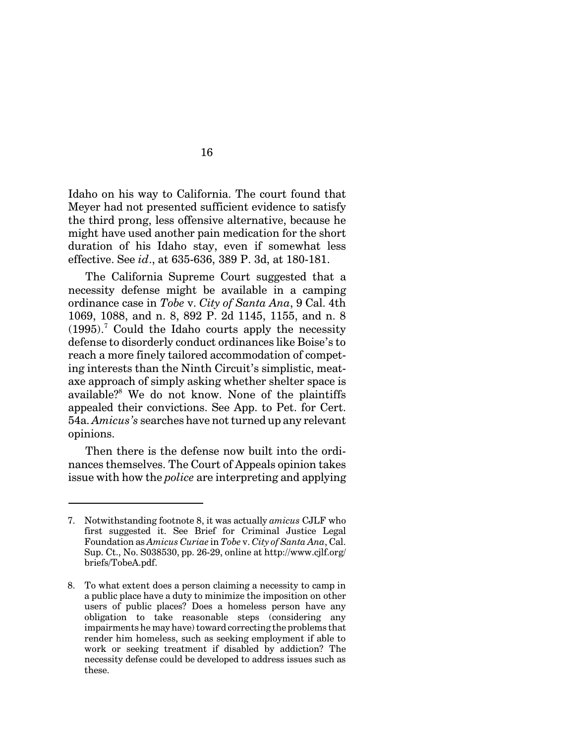Idaho on his way to California. The court found that Meyer had not presented sufficient evidence to satisfy the third prong, less offensive alternative, because he might have used another pain medication for the short duration of his Idaho stay, even if somewhat less effective. See *id*., at 635-636, 389 P. 3d, at 180-181.

The California Supreme Court suggested that a necessity defense might be available in a camping ordinance case in *Tobe* v. *City of Santa Ana*, 9 Cal. 4th 1069, 1088, and n. 8, 892 P. 2d 1145, 1155, and n. 8 (1995).[7] Could the Idaho courts apply the necessity defense to disorderly conduct ordinances like Boise's to reach a more finely tailored accommodation of competing interests than the Ninth Circuit's simplistic, meat-axe approach of simply asking whether shelter space is available?[8] We do not know. None of the plaintiffs appealed their convictions. See App. to Pet. for Cert. 54a. *Amicus's* searches have not turned up any relevant opinions.

Then there is the defense now built into the ordinances themselves. The Court of Appeals opinion takes issue with how the *police* are interpreting and applying

---

7. Notwithstanding footnote 8, it was actually *amicus* CJLF who first suggested it. See Brief for Criminal Justice Legal Foundation as *Amicus Curiae* in *Tobe* v. *City of Santa Ana*, Cal. Sup. Ct., No. S038530, pp. 26-29, online at http://www.cjlf.org/briefs/TobeA.pdf.

8. To what extent does a person claiming a necessity to camp in a public place have a duty to minimize the imposition on other users of public places? Does a homeless person have any obligation to take reasonable steps (considering any impairments he may have) toward correcting the problems that render him homeless, such as seeking employment if able to work or seeking treatment if disabled by addiction? The necessity defense could be developed to address issues such as these.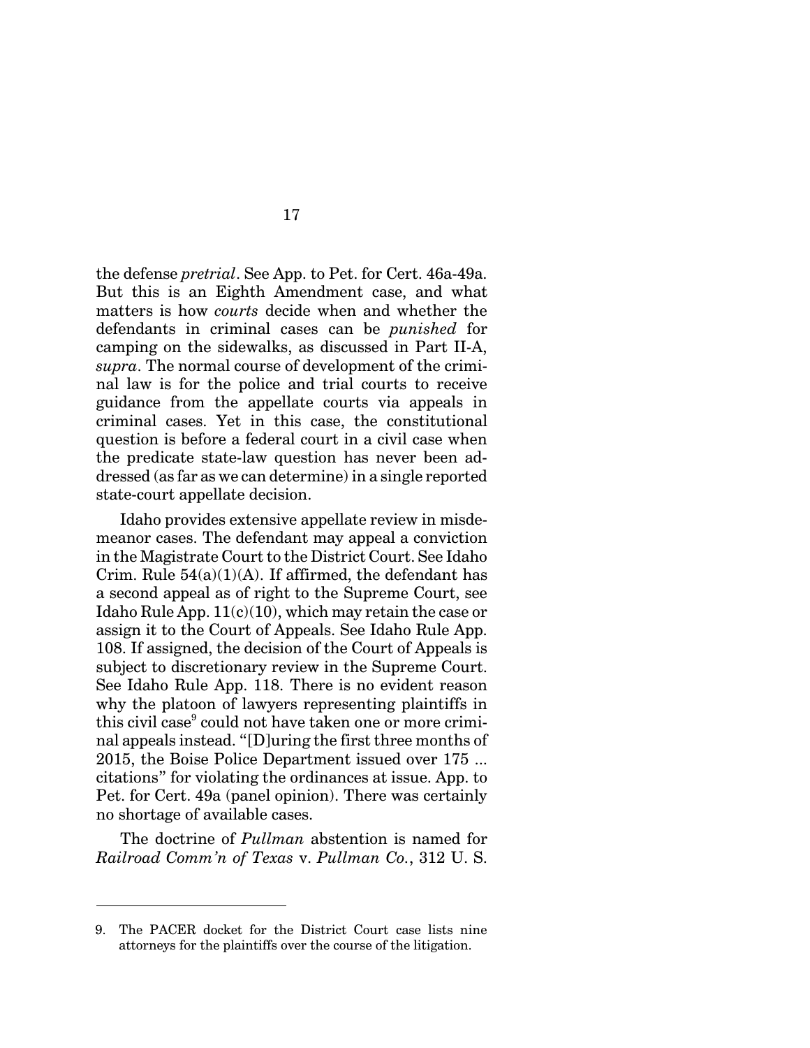the defense *pretrial*. See App. to Pet. for Cert. 46a-49a. But this is an Eighth Amendment case, and what matters is how *courts* decide when and whether the defendants in criminal cases can be *punished* for camping on the sidewalks, as discussed in Part II-A, *supra*. The normal course of development of the criminal law is for the police and trial courts to receive guidance from the appellate courts via appeals in criminal cases. Yet in this case, the constitutional question is before a federal court in a civil case when the predicate state-law question has never been addressed (as far as we can determine) in a single reported state-court appellate decision.

Idaho provides extensive appellate review in misdemeanor cases. The defendant may appeal a conviction in the Magistrate Court to the District Court. See Idaho Crim. Rule 54(a)(1)(A). If affirmed, the defendant has a second appeal as of right to the Supreme Court, see Idaho Rule App. 11(c)(10), which may retain the case or assign it to the Court of Appeals. See Idaho Rule App. 108. If assigned, the decision of the Court of Appeals is subject to discretionary review in the Supreme Court. See Idaho Rule App. 118. There is no evident reason why the platoon of lawyers representing plaintiffs in this civil case[9] could not have taken one or more criminal appeals instead. "[D]uring the first three months of 2015, the Boise Police Department issued over 175 ... citations" for violating the ordinances at issue. App. to Pet. for Cert. 49a (panel opinion). There was certainly no shortage of available cases.

The doctrine of *Pullman* abstention is named for *Railroad Comm'n of Texas* v. *Pullman Co.*, 312 U. S.

---

9. The PACER docket for the District Court case lists nine attorneys for the plaintiffs over the course of the litigation.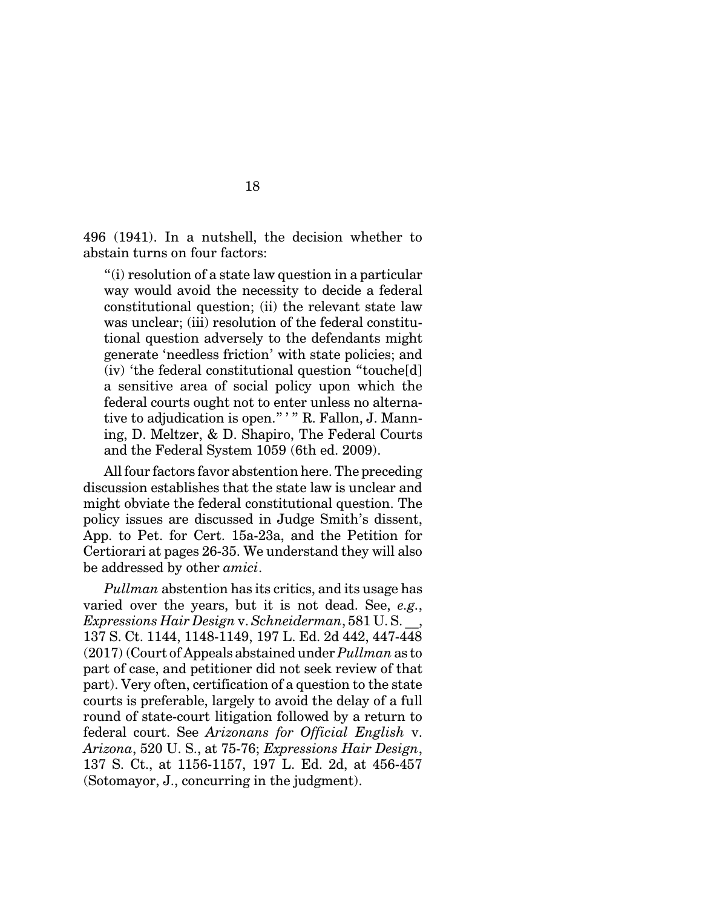496 (1941). In a nutshell, the decision whether to abstain turns on four factors:

> "(i) resolution of a state law question in a particular way would avoid the necessity to decide a federal constitutional question; (ii) the relevant state law was unclear; (iii) resolution of the federal constitutional question adversely to the defendants might generate 'needless friction' with state policies; and (iv) 'the federal constitutional question "touche[d] a sensitive area of social policy upon which the federal courts ought not to enter unless no alternative to adjudication is open." ' " R. Fallon, J. Manning, D. Meltzer, & D. Shapiro, The Federal Courts and the Federal System 1059 (6th ed. 2009).

All four factors favor abstention here. The preceding discussion establishes that the state law is unclear and might obviate the federal constitutional question. The policy issues are discussed in Judge Smith's dissent, App. to Pet. for Cert. 15a-23a, and the Petition for Certiorari at pages 26-35. We understand they will also be addressed by other *amici*.

*Pullman* abstention has its critics, and its usage has varied over the years, but it is not dead. See, *e.g.*, *Expressions Hair Design* v. *Schneiderman*, 581 U. S. \_\_, 137 S. Ct. 1144, 1148-1149, 197 L. Ed. 2d 442, 447-448 (2017) (Court of Appeals abstained under *Pullman* as to part of case, and petitioner did not seek review of that part). Very often, certification of a question to the state courts is preferable, largely to avoid the delay of a full round of state-court litigation followed by a return to federal court. See *Arizonans for Official English* v. *Arizona*, 520 U. S., at 75-76; *Expressions Hair Design*, 137 S. Ct., at 1156-1157, 197 L. Ed. 2d, at 456-457 (Sotomayor, J., concurring in the judgment).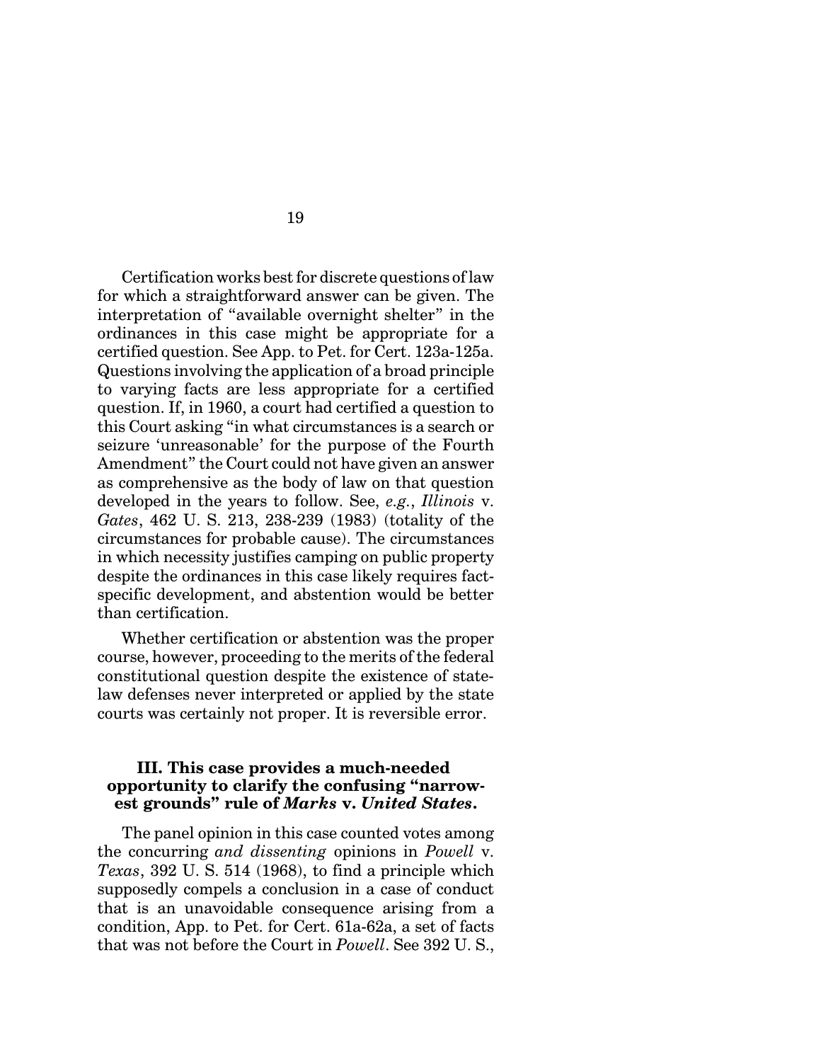Certification works best for discrete questions of law for which a straightforward answer can be given. The interpretation of "available overnight shelter" in the ordinances in this case might be appropriate for a certified question. See App. to Pet. for Cert. 123a-125a. Questions involving the application of a broad principle to varying facts are less appropriate for a certified question. If, in 1960, a court had certified a question to this Court asking "in what circumstances is a search or seizure 'unreasonable' for the purpose of the Fourth Amendment" the Court could not have given an answer as comprehensive as the body of law on that question developed in the years to follow. See, *e.g.*, *Illinois* v. *Gates*, 462 U. S. 213, 238-239 (1983) (totality of the circumstances for probable cause). The circumstances in which necessity justifies camping on public property despite the ordinances in this case likely requires fact-specific development, and abstention would be better than certification.

Whether certification or abstention was the proper course, however, proceeding to the merits of the federal constitutional question despite the existence of state-law defenses never interpreted or applied by the state courts was certainly not proper. It is reversible error.

### III. This case provides a much-needed opportunity to clarify the confusing "narrowest grounds" rule of *Marks* v. *United States*.

The panel opinion in this case counted votes among the concurring *and dissenting* opinions in *Powell* v. *Texas*, 392 U. S. 514 (1968), to find a principle which supposedly compels a conclusion in a case of conduct that is an unavoidable consequence arising from a condition, App. to Pet. for Cert. 61a-62a, a set of facts that was not before the Court in *Powell*. See 392 U. S.,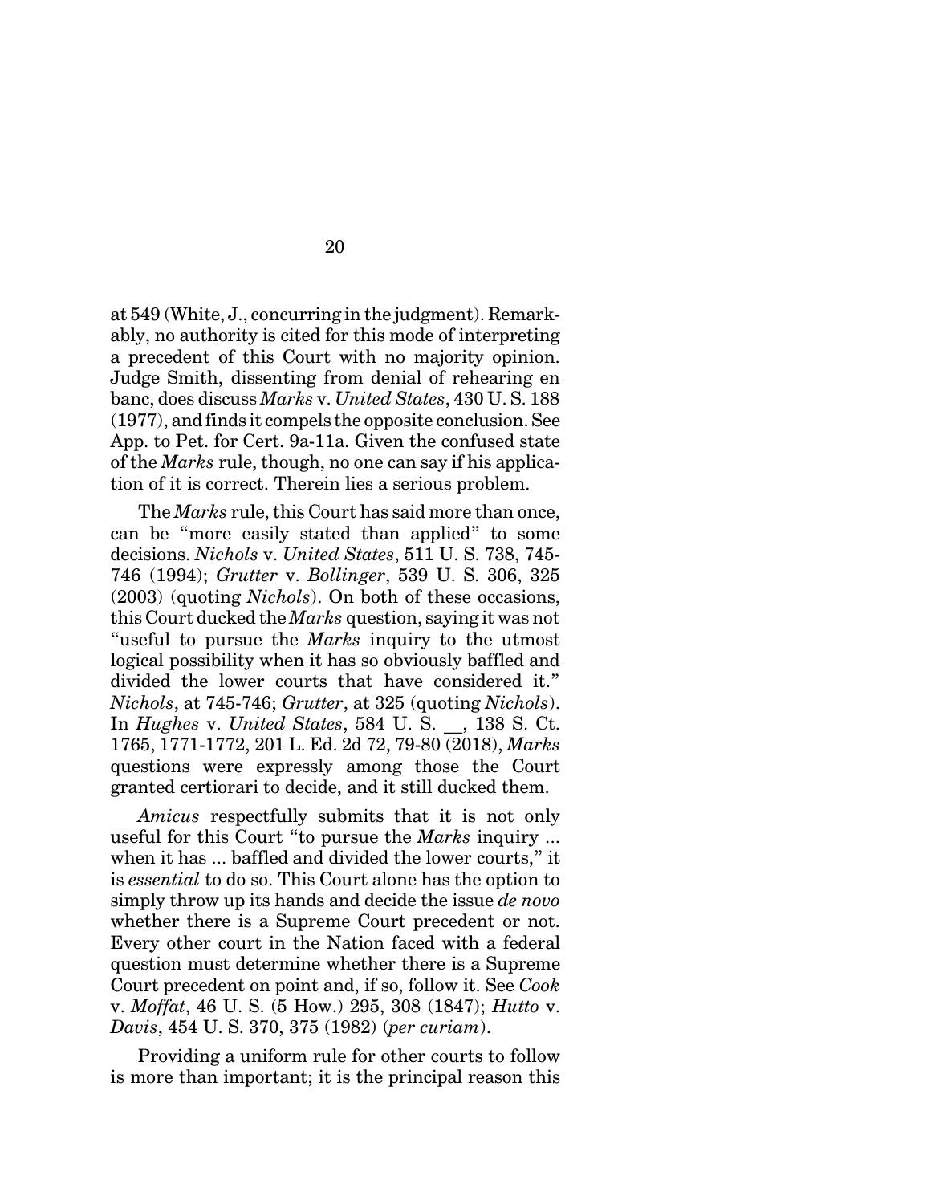at 549 (White, J., concurring in the judgment). Remarkably, no authority is cited for this mode of interpreting a precedent of this Court with no majority opinion. Judge Smith, dissenting from denial of rehearing en banc, does discuss *Marks* v. *United States*, 430 U. S. 188 (1977), and finds it compels the opposite conclusion. See App. to Pet. for Cert. 9a-11a. Given the confused state of the *Marks* rule, though, no one can say if his application of it is correct. Therein lies a serious problem.

The *Marks* rule, this Court has said more than once, can be "more easily stated than applied" to some decisions. *Nichols* v. *United States*, 511 U. S. 738, 745-746 (1994); *Grutter* v. *Bollinger*, 539 U. S. 306, 325 (2003) (quoting *Nichols*). On both of these occasions, this Court ducked the *Marks* question, saying it was not "useful to pursue the *Marks* inquiry to the utmost logical possibility when it has so obviously baffled and divided the lower courts that have considered it." *Nichols*, at 745-746; *Grutter*, at 325 (quoting *Nichols*). In *Hughes* v. *United States*, 584 U. S. __, 138 S. Ct. 1765, 1771-1772, 201 L. Ed. 2d 72, 79-80 (2018), *Marks* questions were expressly among those the Court granted certiorari to decide, and it still ducked them.

*Amicus* respectfully submits that it is not only useful for this Court "to pursue the *Marks* inquiry ... when it has ... baffled and divided the lower courts," it is *essential* to do so. This Court alone has the option to simply throw up its hands and decide the issue *de novo* whether there is a Supreme Court precedent or not. Every other court in the Nation faced with a federal question must determine whether there is a Supreme Court precedent on point and, if so, follow it. See *Cook* v. *Moffat*, 46 U. S. (5 How.) 295, 308 (1847); *Hutto* v. *Davis*, 454 U. S. 370, 375 (1982) (*per curiam*).

Providing a uniform rule for other courts to follow is more than important; it is the principal reason this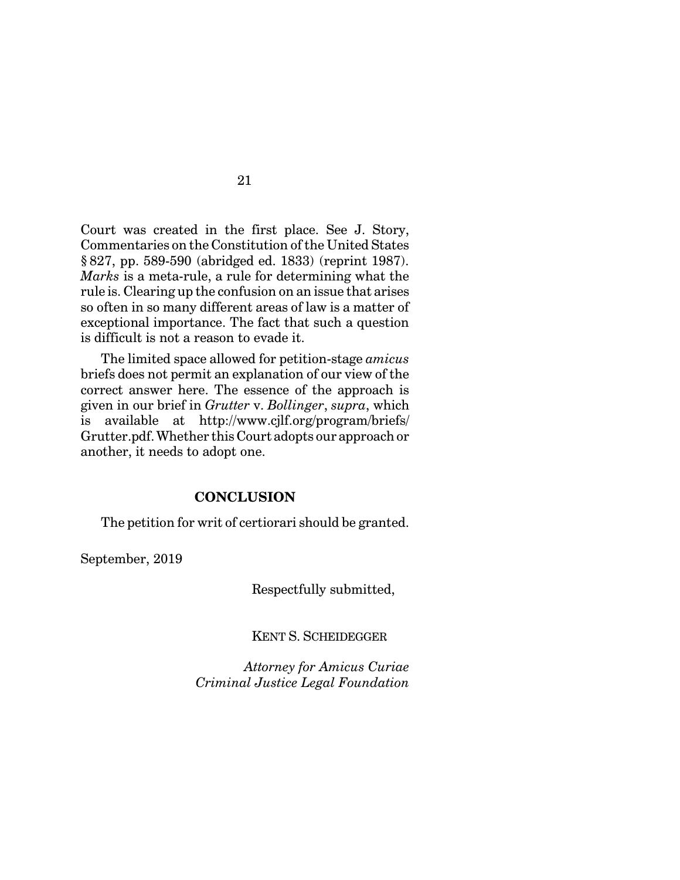Court was created in the first place. See J. Story, Commentaries on the Constitution of the United States § 827, pp. 589-590 (abridged ed. 1833) (reprint 1987). *Marks* is a meta-rule, a rule for determining what the rule is. Clearing up the confusion on an issue that arises so often in so many different areas of law is a matter of exceptional importance. The fact that such a question is difficult is not a reason to evade it.

The limited space allowed for petition-stage *amicus* briefs does not permit an explanation of our view of the correct answer here. The essence of the approach is given in our brief in *Grutter* v. *Bollinger*, *supra*, which is available at http://www.cjlf.org/program/briefs/Grutter.pdf. Whether this Court adopts our approach or another, it needs to adopt one.

## CONCLUSION

The petition for writ of certiorari should be granted.

September, 2019

Respectfully submitted,

KENT S. SCHEIDEGGER

*Attorney for Amicus Curiae*
*Criminal Justice Legal Foundation*